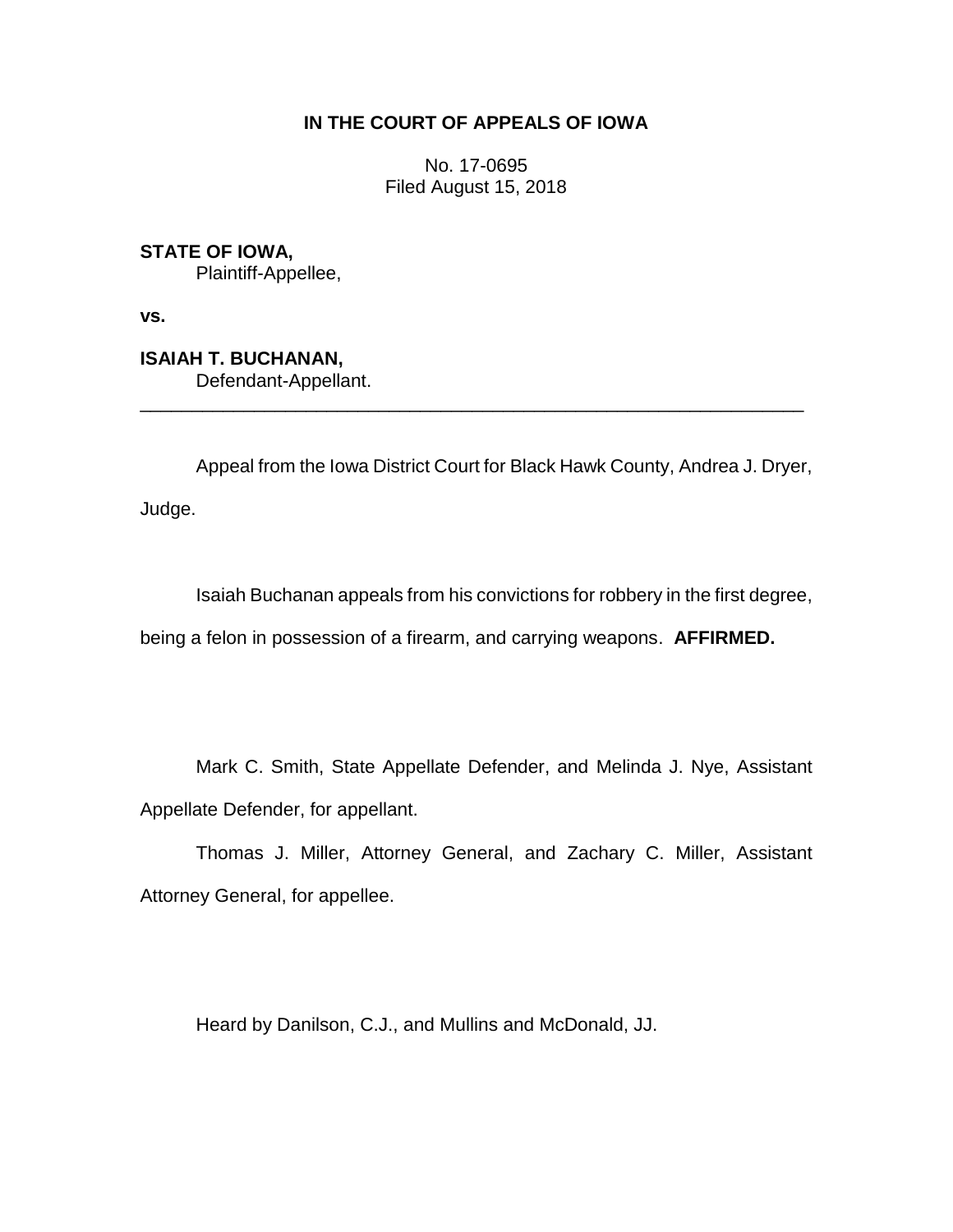**IN THE COURT OF APPEALS OF IOWA**

No. 17-0695
Filed August 15, 2018

**STATE OF IOWA,**
Plaintiff-Appellee,

**vs.**

**ISAIAH T. BUCHANAN,**
Defendant-Appellant.

---

Appeal from the Iowa District Court for Black Hawk County, Andrea J. Dryer, Judge.

Isaiah Buchanan appeals from his convictions for robbery in the first degree, being a felon in possession of a firearm, and carrying weapons. **AFFIRMED.**

Mark C. Smith, State Appellate Defender, and Melinda J. Nye, Assistant Appellate Defender, for appellant.

Thomas J. Miller, Attorney General, and Zachary C. Miller, Assistant Attorney General, for appellee.

Heard by Danilson, C.J., and Mullins and McDonald, JJ.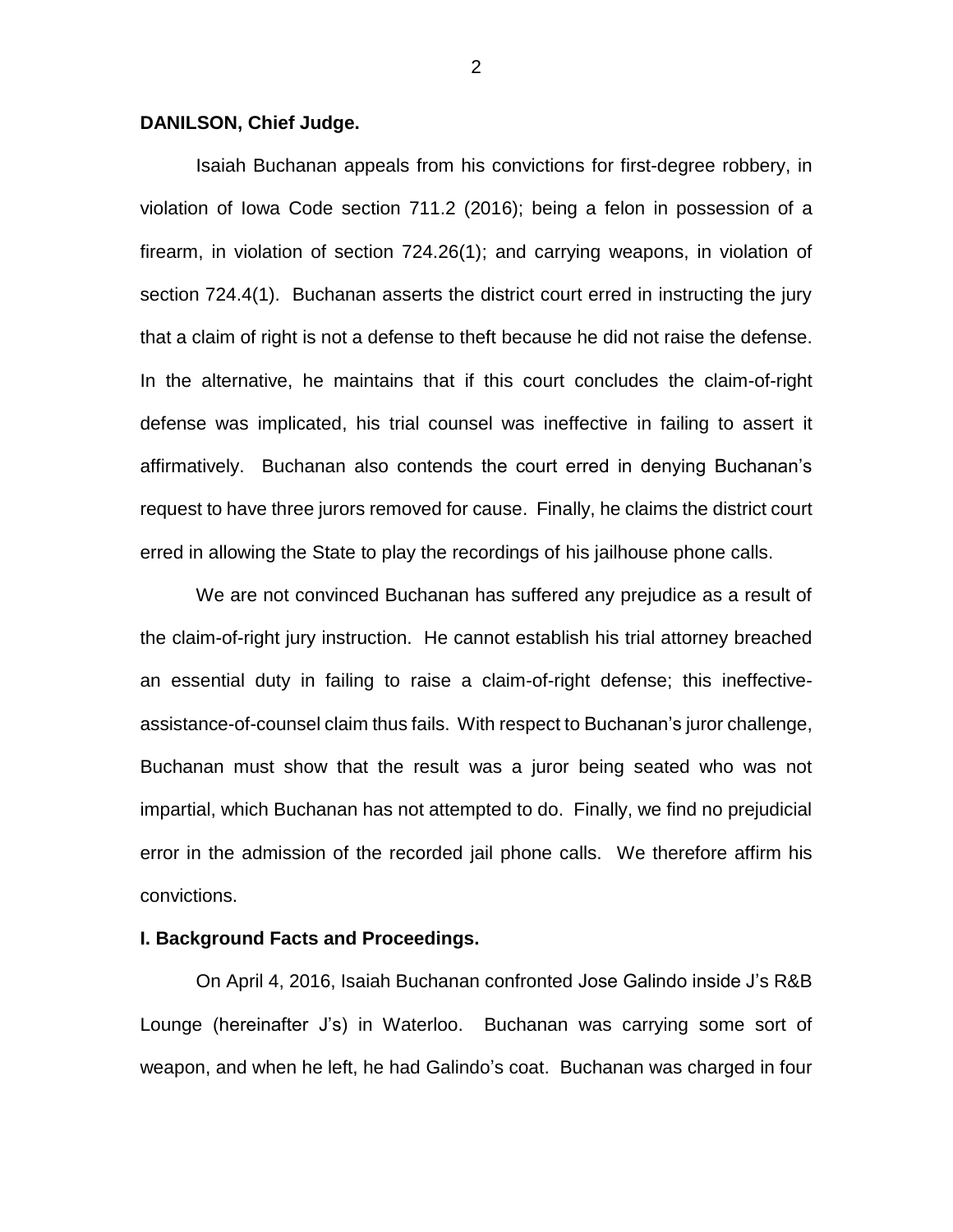**DANILSON, Chief Judge.**

Isaiah Buchanan appeals from his convictions for first-degree robbery, in violation of Iowa Code section 711.2 (2016); being a felon in possession of a firearm, in violation of section 724.26(1); and carrying weapons, in violation of section 724.4(1). Buchanan asserts the district court erred in instructing the jury that a claim of right is not a defense to theft because he did not raise the defense. In the alternative, he maintains that if this court concludes the claim-of-right defense was implicated, his trial counsel was ineffective in failing to assert it affirmatively. Buchanan also contends the court erred in denying Buchanan's request to have three jurors removed for cause. Finally, he claims the district court erred in allowing the State to play the recordings of his jailhouse phone calls.

We are not convinced Buchanan has suffered any prejudice as a result of the claim-of-right jury instruction. He cannot establish his trial attorney breached an essential duty in failing to raise a claim-of-right defense; this ineffective-assistance-of-counsel claim thus fails. With respect to Buchanan's juror challenge, Buchanan must show that the result was a juror being seated who was not impartial, which Buchanan has not attempted to do. Finally, we find no prejudicial error in the admission of the recorded jail phone calls. We therefore affirm his convictions.

**I. Background Facts and Proceedings.**

On April 4, 2016, Isaiah Buchanan confronted Jose Galindo inside J's R&B Lounge (hereinafter J's) in Waterloo. Buchanan was carrying some sort of weapon, and when he left, he had Galindo's coat. Buchanan was charged in four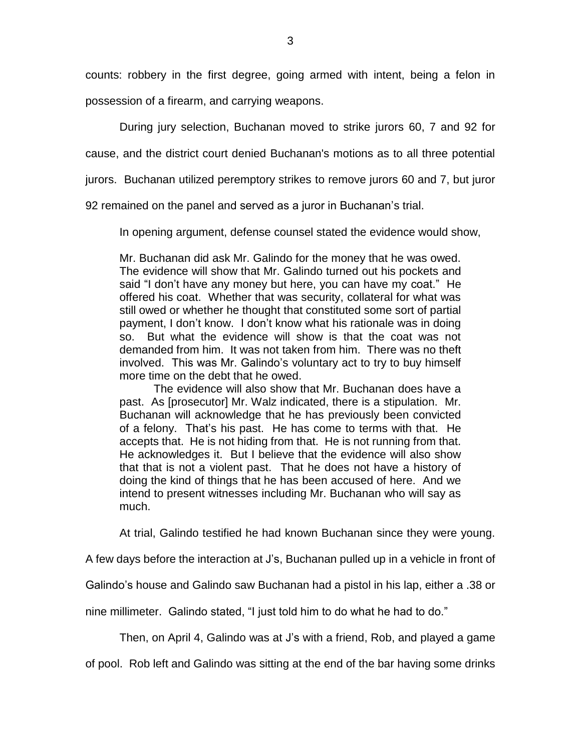counts: robbery in the first degree, going armed with intent, being a felon in possession of a firearm, and carrying weapons.

During jury selection, Buchanan moved to strike jurors 60, 7 and 92 for cause, and the district court denied Buchanan's motions as to all three potential jurors. Buchanan utilized peremptory strikes to remove jurors 60 and 7, but juror 92 remained on the panel and served as a juror in Buchanan's trial.

In opening argument, defense counsel stated the evidence would show,

> Mr. Buchanan did ask Mr. Galindo for the money that he was owed. The evidence will show that Mr. Galindo turned out his pockets and said "I don't have any money but here, you can have my coat." He offered his coat. Whether that was security, collateral for what was still owed or whether he thought that constituted some sort of partial payment, I don't know. I don't know what his rationale was in doing so. But what the evidence will show is that the coat was not demanded from him. It was not taken from him. There was no theft involved. This was Mr. Galindo's voluntary act to try to buy himself more time on the debt that he owed.
>
> The evidence will also show that Mr. Buchanan does have a past. As [prosecutor] Mr. Walz indicated, there is a stipulation. Mr. Buchanan will acknowledge that he has previously been convicted of a felony. That's his past. He has come to terms with that. He accepts that. He is not hiding from that. He is not running from that. He acknowledges it. But I believe that the evidence will also show that that is not a violent past. That he does not have a history of doing the kind of things that he has been accused of here. And we intend to present witnesses including Mr. Buchanan who will say as much.

At trial, Galindo testified he had known Buchanan since they were young. A few days before the interaction at J's, Buchanan pulled up in a vehicle in front of Galindo's house and Galindo saw Buchanan had a pistol in his lap, either a .38 or nine millimeter. Galindo stated, "I just told him to do what he had to do."

Then, on April 4, Galindo was at J's with a friend, Rob, and played a game of pool. Rob left and Galindo was sitting at the end of the bar having some drinks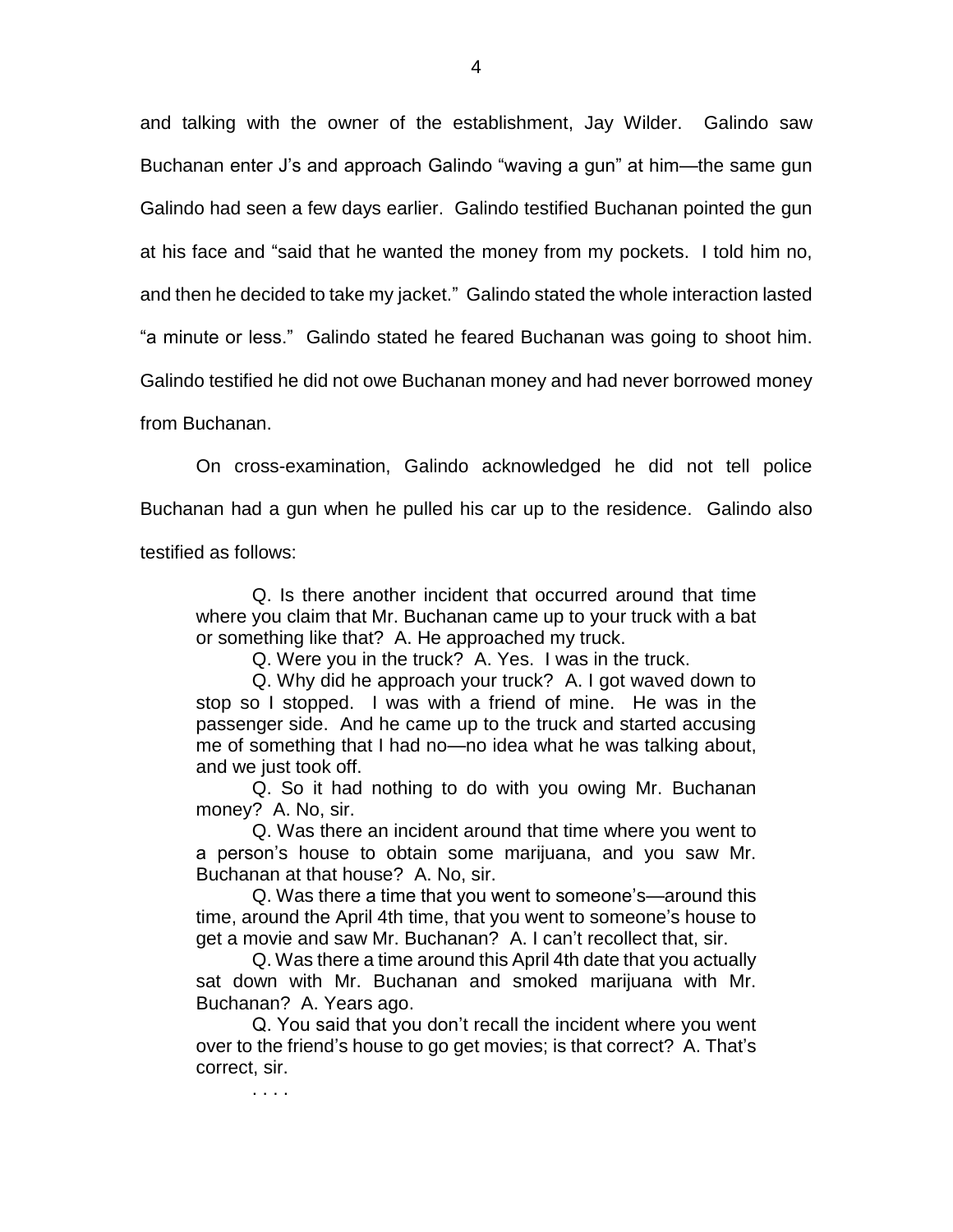and talking with the owner of the establishment, Jay Wilder. Galindo saw Buchanan enter J's and approach Galindo "waving a gun" at him—the same gun Galindo had seen a few days earlier. Galindo testified Buchanan pointed the gun at his face and "said that he wanted the money from my pockets. I told him no, and then he decided to take my jacket." Galindo stated the whole interaction lasted "a minute or less." Galindo stated he feared Buchanan was going to shoot him. Galindo testified he did not owe Buchanan money and had never borrowed money from Buchanan.

On cross-examination, Galindo acknowledged he did not tell police Buchanan had a gun when he pulled his car up to the residence. Galindo also testified as follows:

> Q. Is there another incident that occurred around that time where you claim that Mr. Buchanan came up to your truck with a bat or something like that? A. He approached my truck.
>
> Q. Were you in the truck? A. Yes. I was in the truck.
>
> Q. Why did he approach your truck? A. I got waved down to stop so I stopped. I was with a friend of mine. He was in the passenger side. And he came up to the truck and started accusing me of something that I had no—no idea what he was talking about, and we just took off.
>
> Q. So it had nothing to do with you owing Mr. Buchanan money? A. No, sir.
>
> Q. Was there an incident around that time where you went to a person's house to obtain some marijuana, and you saw Mr. Buchanan at that house? A. No, sir.
>
> Q. Was there a time that you went to someone's—around this time, around the April 4th time, that you went to someone's house to get a movie and saw Mr. Buchanan? A. I can't recollect that, sir.
>
> Q. Was there a time around this April 4th date that you actually sat down with Mr. Buchanan and smoked marijuana with Mr. Buchanan? A. Years ago.
>
> Q. You said that you don't recall the incident where you went over to the friend's house to go get movies; is that correct? A. That's correct, sir.
>
> . . . .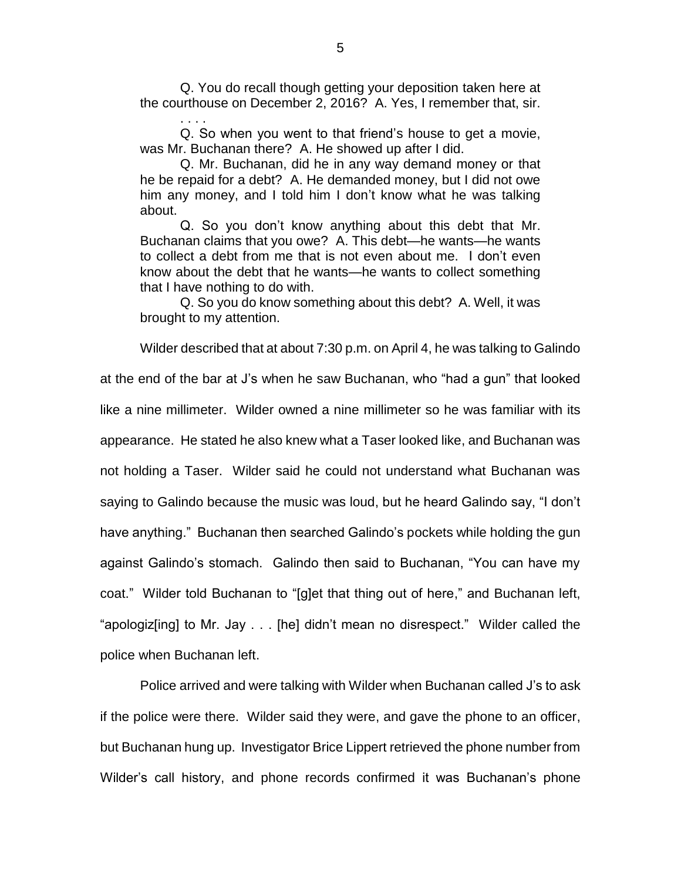Q. You do recall though getting your deposition taken here at the courthouse on December 2, 2016? A. Yes, I remember that, sir.

. . . .

Q. So when you went to that friend's house to get a movie, was Mr. Buchanan there? A. He showed up after I did.

Q. Mr. Buchanan, did he in any way demand money or that he be repaid for a debt? A. He demanded money, but I did not owe him any money, and I told him I don't know what he was talking about.

Q. So you don't know anything about this debt that Mr. Buchanan claims that you owe? A. This debt—he wants—he wants to collect a debt from me that is not even about me. I don't even know about the debt that he wants—he wants to collect something that I have nothing to do with.

Q. So you do know something about this debt? A. Well, it was brought to my attention.

Wilder described that at about 7:30 p.m. on April 4, he was talking to Galindo at the end of the bar at J's when he saw Buchanan, who "had a gun" that looked like a nine millimeter. Wilder owned a nine millimeter so he was familiar with its appearance. He stated he also knew what a Taser looked like, and Buchanan was not holding a Taser. Wilder said he could not understand what Buchanan was saying to Galindo because the music was loud, but he heard Galindo say, "I don't have anything." Buchanan then searched Galindo's pockets while holding the gun against Galindo's stomach. Galindo then said to Buchanan, "You can have my coat." Wilder told Buchanan to "[g]et that thing out of here," and Buchanan left, "apologiz[ing] to Mr. Jay . . . [he] didn't mean no disrespect." Wilder called the police when Buchanan left.

Police arrived and were talking with Wilder when Buchanan called J's to ask if the police were there. Wilder said they were, and gave the phone to an officer, but Buchanan hung up. Investigator Brice Lippert retrieved the phone number from Wilder's call history, and phone records confirmed it was Buchanan's phone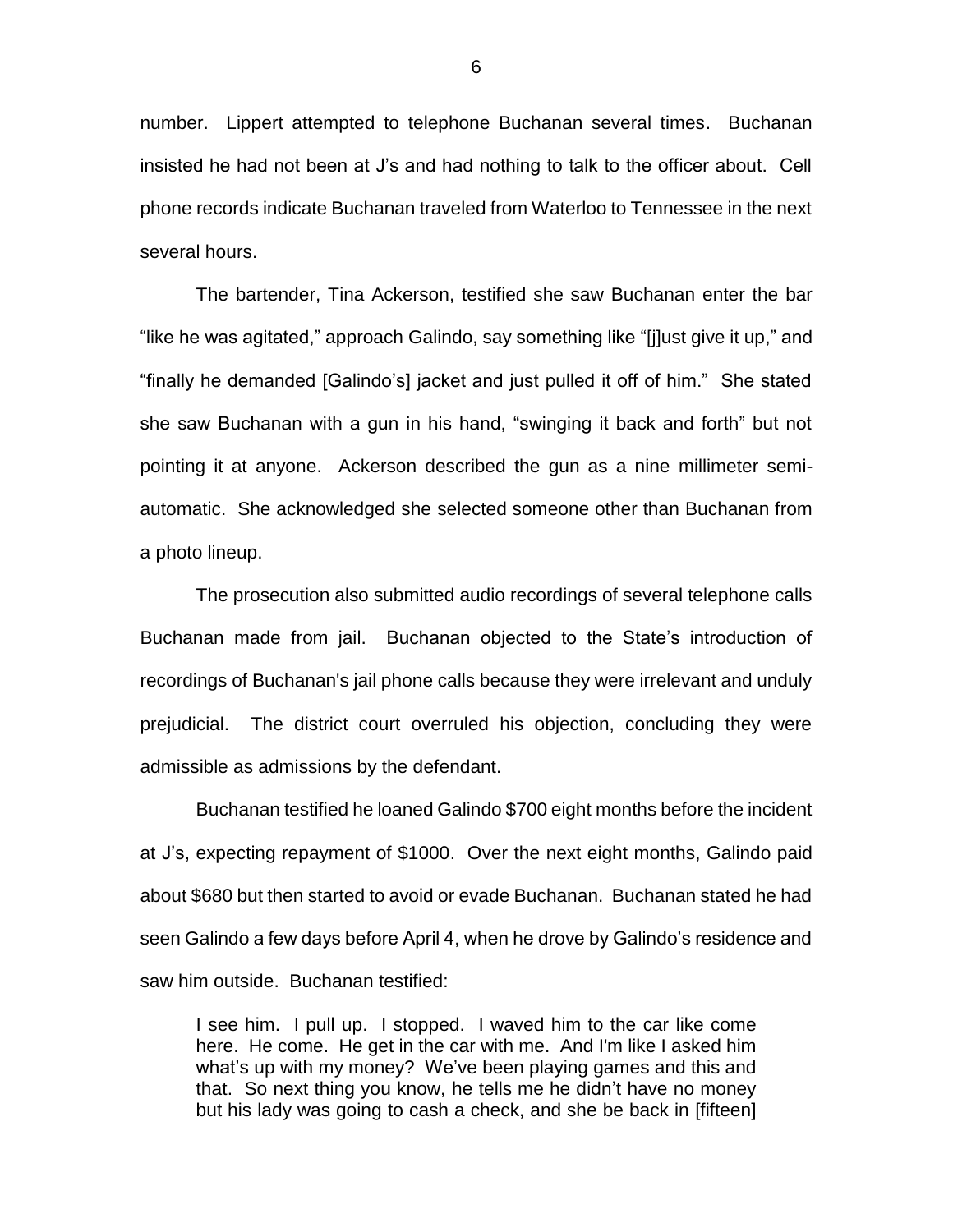number. Lippert attempted to telephone Buchanan several times. Buchanan insisted he had not been at J's and had nothing to talk to the officer about. Cell phone records indicate Buchanan traveled from Waterloo to Tennessee in the next several hours.

The bartender, Tina Ackerson, testified she saw Buchanan enter the bar "like he was agitated," approach Galindo, say something like "[j]ust give it up," and "finally he demanded [Galindo's] jacket and just pulled it off of him." She stated she saw Buchanan with a gun in his hand, "swinging it back and forth" but not pointing it at anyone. Ackerson described the gun as a nine millimeter semi-automatic. She acknowledged she selected someone other than Buchanan from a photo lineup.

The prosecution also submitted audio recordings of several telephone calls Buchanan made from jail. Buchanan objected to the State's introduction of recordings of Buchanan's jail phone calls because they were irrelevant and unduly prejudicial. The district court overruled his objection, concluding they were admissible as admissions by the defendant.

Buchanan testified he loaned Galindo $700 eight months before the incident at J's, expecting repayment of $1000. Over the next eight months, Galindo paid about $680 but then started to avoid or evade Buchanan. Buchanan stated he had seen Galindo a few days before April 4, when he drove by Galindo's residence and saw him outside. Buchanan testified:

> I see him. I pull up. I stopped. I waved him to the car like come here. He come. He get in the car with me. And I'm like I asked him what's up with my money? We've been playing games and this and that. So next thing you know, he tells me he didn't have no money but his lady was going to cash a check, and she be back in [fifteen]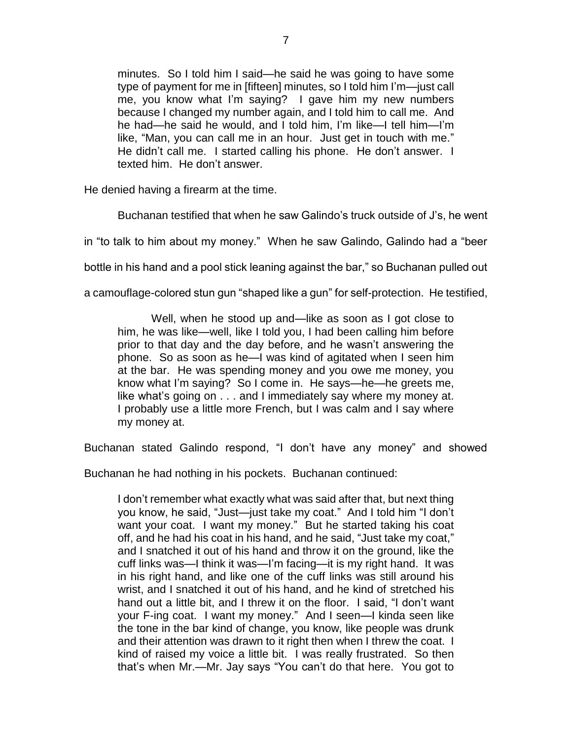> minutes. So I told him I said—he said he was going to have some type of payment for me in [fifteen] minutes, so I told him I'm—just call me, you know what I'm saying? I gave him my new numbers because I changed my number again, and I told him to call me. And he had—he said he would, and I told him, I'm like—I tell him—I'm like, "Man, you can call me in an hour. Just get in touch with me." He didn't call me. I started calling his phone. He don't answer. I texted him. He don't answer.

He denied having a firearm at the time.

Buchanan testified that when he saw Galindo's truck outside of J's, he went in "to talk to him about my money." When he saw Galindo, Galindo had a "beer bottle in his hand and a pool stick leaning against the bar," so Buchanan pulled out a camouflage-colored stun gun "shaped like a gun" for self-protection. He testified,

> Well, when he stood up and—like as soon as I got close to him, he was like—well, like I told you, I had been calling him before prior to that day and the day before, and he wasn't answering the phone. So as soon as he—I was kind of agitated when I seen him at the bar. He was spending money and you owe me money, you know what I'm saying? So I come in. He says—he—he greets me, like what's going on . . . and I immediately say where my money at. I probably use a little more French, but I was calm and I say where my money at.

Buchanan stated Galindo respond, "I don't have any money" and showed Buchanan he had nothing in his pockets. Buchanan continued:

> I don't remember what exactly what was said after that, but next thing you know, he said, "Just—just take my coat." And I told him "I don't want your coat. I want my money." But he started taking his coat off, and he had his coat in his hand, and he said, "Just take my coat," and I snatched it out of his hand and throw it on the ground, like the cuff links was—I think it was—I'm facing—it is my right hand. It was in his right hand, and like one of the cuff links was still around his wrist, and I snatched it out of his hand, and he kind of stretched his hand out a little bit, and I threw it on the floor. I said, "I don't want your F-ing coat. I want my money." And I seen—I kinda seen like the tone in the bar kind of change, you know, like people was drunk and their attention was drawn to it right then when I threw the coat. I kind of raised my voice a little bit. I was really frustrated. So then that's when Mr.—Mr. Jay says "You can't do that here. You got to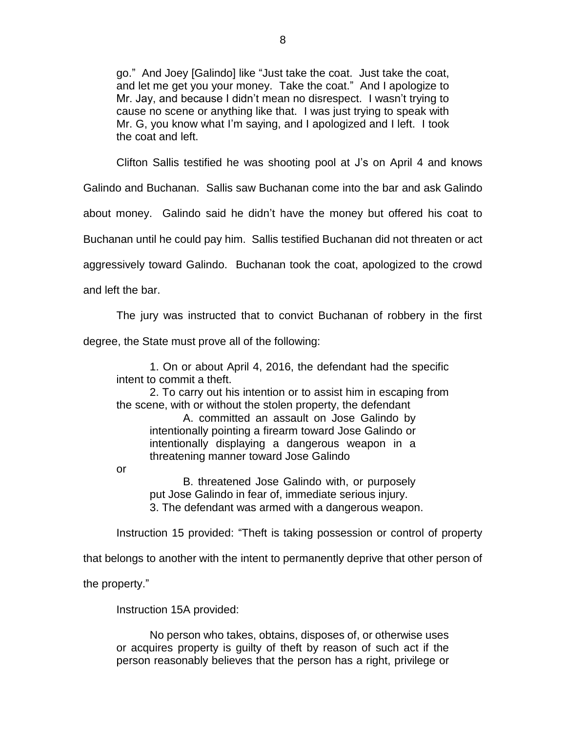> go." And Joey [Galindo] like "Just take the coat. Just take the coat, and let me get you your money. Take the coat." And I apologize to Mr. Jay, and because I didn't mean no disrespect. I wasn't trying to cause no scene or anything like that. I was just trying to speak with Mr. G, you know what I'm saying, and I apologized and I left. I took the coat and left.

Clifton Sallis testified he was shooting pool at J's on April 4 and knows Galindo and Buchanan. Sallis saw Buchanan come into the bar and ask Galindo about money. Galindo said he didn't have the money but offered his coat to Buchanan until he could pay him. Sallis testified Buchanan did not threaten or act aggressively toward Galindo. Buchanan took the coat, apologized to the crowd and left the bar.

The jury was instructed that to convict Buchanan of robbery in the first degree, the State must prove all of the following:

> 1. On or about April 4, 2016, the defendant had the specific intent to commit a theft.
>
> 2. To carry out his intention or to assist him in escaping from the scene, with or without the stolen property, the defendant
>
> > A. committed an assault on Jose Galindo by intentionally pointing a firearm toward Jose Galindo or intentionally displaying a dangerous weapon in a threatening manner toward Jose Galindo
>
> or
>
> > B. threatened Jose Galindo with, or purposely put Jose Galindo in fear of, immediate serious injury.
>
> 3. The defendant was armed with a dangerous weapon.

Instruction 15 provided: "Theft is taking possession or control of property that belongs to another with the intent to permanently deprive that other person of the property."

Instruction 15A provided:

> No person who takes, obtains, disposes of, or otherwise uses or acquires property is guilty of theft by reason of such act if the person reasonably believes that the person has a right, privilege or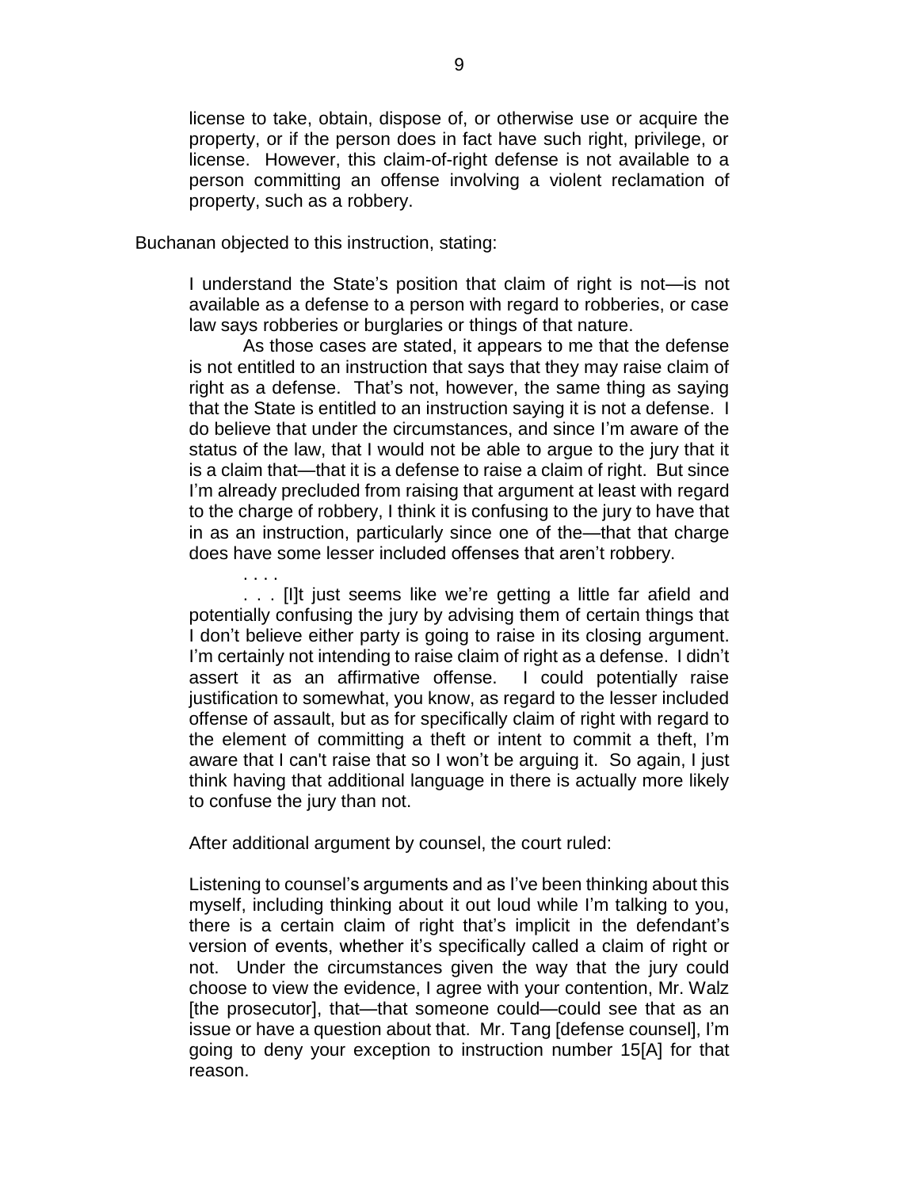> license to take, obtain, dispose of, or otherwise use or acquire the property, or if the person does in fact have such right, privilege, or license. However, this claim-of-right defense is not available to a person committing an offense involving a violent reclamation of property, such as a robbery.

Buchanan objected to this instruction, stating:

> I understand the State's position that claim of right is not—is not available as a defense to a person with regard to robberies, or case law says robberies or burglaries or things of that nature.
>
> As those cases are stated, it appears to me that the defense is not entitled to an instruction that says that they may raise claim of right as a defense. That's not, however, the same thing as saying that the State is entitled to an instruction saying it is not a defense. I do believe that under the circumstances, and since I'm aware of the status of the law, that I would not be able to argue to the jury that it is a claim that—that it is a defense to raise a claim of right. But since I'm already precluded from raising that argument at least with regard to the charge of robbery, I think it is confusing to the jury to have that in as an instruction, particularly since one of the—that that charge does have some lesser included offenses that aren't robbery.
>
> . . . .
>
> . . . [I]t just seems like we're getting a little far afield and potentially confusing the jury by advising them of certain things that I don't believe either party is going to raise in its closing argument. I'm certainly not intending to raise claim of right as a defense. I didn't assert it as an affirmative offense. I could potentially raise justification to somewhat, you know, as regard to the lesser included offense of assault, but as for specifically claim of right with regard to the element of committing a theft or intent to commit a theft, I'm aware that I can't raise that so I won't be arguing it. So again, I just think having that additional language in there is actually more likely to confuse the jury than not.

After additional argument by counsel, the court ruled:

> Listening to counsel's arguments and as I've been thinking about this myself, including thinking about it out loud while I'm talking to you, there is a certain claim of right that's implicit in the defendant's version of events, whether it's specifically called a claim of right or not. Under the circumstances given the way that the jury could choose to view the evidence, I agree with your contention, Mr. Walz [the prosecutor], that—that someone could—could see that as an issue or have a question about that. Mr. Tang [defense counsel], I'm going to deny your exception to instruction number 15[A] for that reason.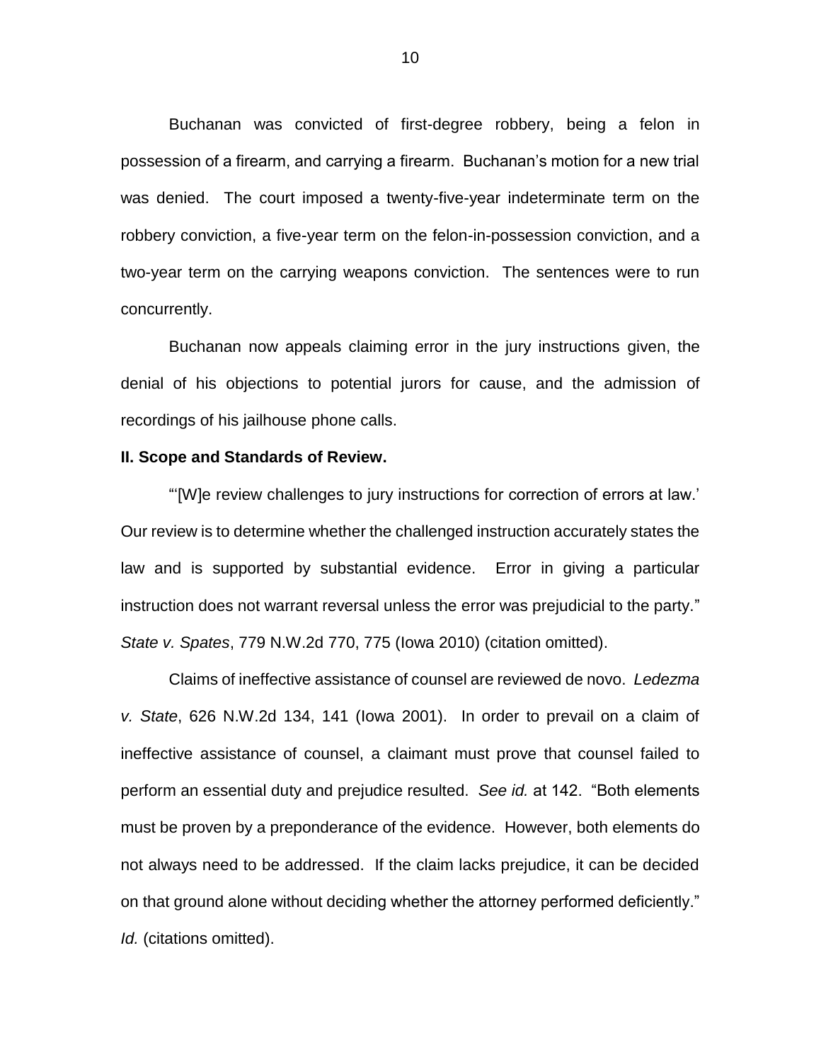Buchanan was convicted of first-degree robbery, being a felon in possession of a firearm, and carrying a firearm. Buchanan's motion for a new trial was denied. The court imposed a twenty-five-year indeterminate term on the robbery conviction, a five-year term on the felon-in-possession conviction, and a two-year term on the carrying weapons conviction. The sentences were to run concurrently.

Buchanan now appeals claiming error in the jury instructions given, the denial of his objections to potential jurors for cause, and the admission of recordings of his jailhouse phone calls.

**II. Scope and Standards of Review.**

"'[W]e review challenges to jury instructions for correction of errors at law.' Our review is to determine whether the challenged instruction accurately states the law and is supported by substantial evidence. Error in giving a particular instruction does not warrant reversal unless the error was prejudicial to the party." *State v. Spates*, 779 N.W.2d 770, 775 (Iowa 2010) (citation omitted).

Claims of ineffective assistance of counsel are reviewed de novo. *Ledezma v. State*, 626 N.W.2d 134, 141 (Iowa 2001). In order to prevail on a claim of ineffective assistance of counsel, a claimant must prove that counsel failed to perform an essential duty and prejudice resulted. *See id.* at 142. "Both elements must be proven by a preponderance of the evidence. However, both elements do not always need to be addressed. If the claim lacks prejudice, it can be decided on that ground alone without deciding whether the attorney performed deficiently." *Id.* (citations omitted).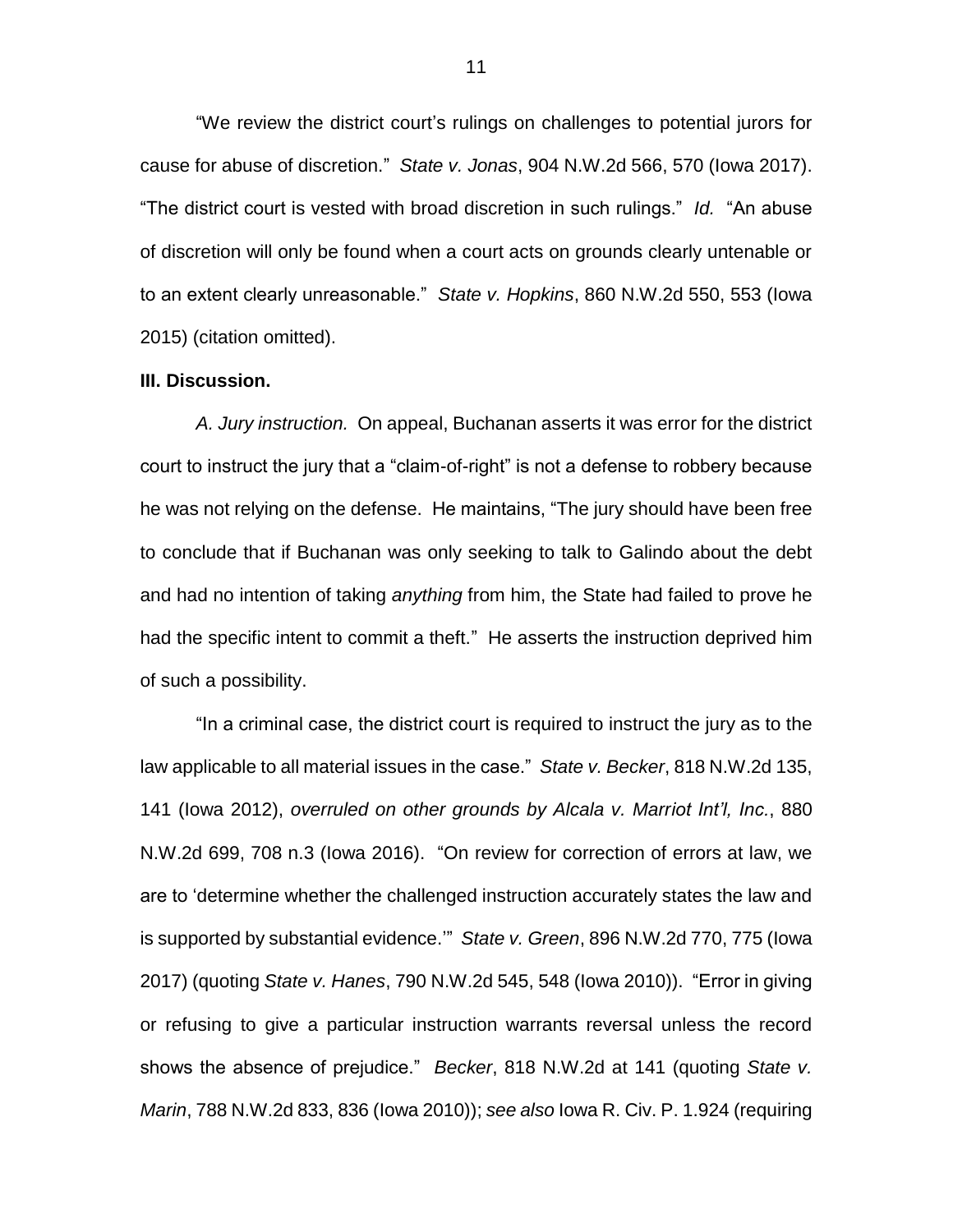"We review the district court's rulings on challenges to potential jurors for cause for abuse of discretion." *State v. Jonas*, 904 N.W.2d 566, 570 (Iowa 2017). "The district court is vested with broad discretion in such rulings." *Id.* "An abuse of discretion will only be found when a court acts on grounds clearly untenable or to an extent clearly unreasonable." *State v. Hopkins*, 860 N.W.2d 550, 553 (Iowa 2015) (citation omitted).

**III. Discussion.**

*A. Jury instruction.* On appeal, Buchanan asserts it was error for the district court to instruct the jury that a "claim-of-right" is not a defense to robbery because he was not relying on the defense. He maintains, "The jury should have been free to conclude that if Buchanan was only seeking to talk to Galindo about the debt and had no intention of taking *anything* from him, the State had failed to prove he had the specific intent to commit a theft." He asserts the instruction deprived him of such a possibility.

"In a criminal case, the district court is required to instruct the jury as to the law applicable to all material issues in the case." *State v. Becker*, 818 N.W.2d 135, 141 (Iowa 2012), *overruled on other grounds by Alcala v. Marriot Int'l, Inc.*, 880 N.W.2d 699, 708 n.3 (Iowa 2016). "On review for correction of errors at law, we are to 'determine whether the challenged instruction accurately states the law and is supported by substantial evidence.'" *State v. Green*, 896 N.W.2d 770, 775 (Iowa 2017) (quoting *State v. Hanes*, 790 N.W.2d 545, 548 (Iowa 2010)). "Error in giving or refusing to give a particular instruction warrants reversal unless the record shows the absence of prejudice." *Becker*, 818 N.W.2d at 141 (quoting *State v. Marin*, 788 N.W.2d 833, 836 (Iowa 2010)); *see also* Iowa R. Civ. P. 1.924 (requiring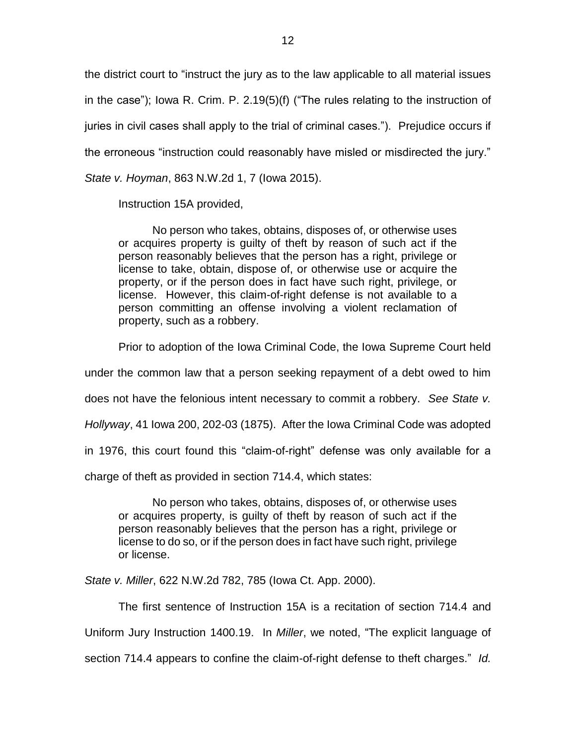the district court to "instruct the jury as to the law applicable to all material issues in the case"); Iowa R. Crim. P. 2.19(5)(f) ("The rules relating to the instruction of juries in civil cases shall apply to the trial of criminal cases."). Prejudice occurs if the erroneous "instruction could reasonably have misled or misdirected the jury." *State v. Hoyman*, 863 N.W.2d 1, 7 (Iowa 2015).

Instruction 15A provided,

> No person who takes, obtains, disposes of, or otherwise uses or acquires property is guilty of theft by reason of such act if the person reasonably believes that the person has a right, privilege or license to take, obtain, dispose of, or otherwise use or acquire the property, or if the person does in fact have such right, privilege, or license. However, this claim-of-right defense is not available to a person committing an offense involving a violent reclamation of property, such as a robbery.

Prior to adoption of the Iowa Criminal Code, the Iowa Supreme Court held under the common law that a person seeking repayment of a debt owed to him does not have the felonious intent necessary to commit a robbery. *See State v. Hollyway*, 41 Iowa 200, 202-03 (1875). After the Iowa Criminal Code was adopted in 1976, this court found this "claim-of-right" defense was only available for a charge of theft as provided in section 714.4, which states:

> No person who takes, obtains, disposes of, or otherwise uses or acquires property, is guilty of theft by reason of such act if the person reasonably believes that the person has a right, privilege or license to do so, or if the person does in fact have such right, privilege or license.

*State v. Miller*, 622 N.W.2d 782, 785 (Iowa Ct. App. 2000).

The first sentence of Instruction 15A is a recitation of section 714.4 and Uniform Jury Instruction 1400.19. In *Miller*, we noted, "The explicit language of section 714.4 appears to confine the claim-of-right defense to theft charges." *Id.*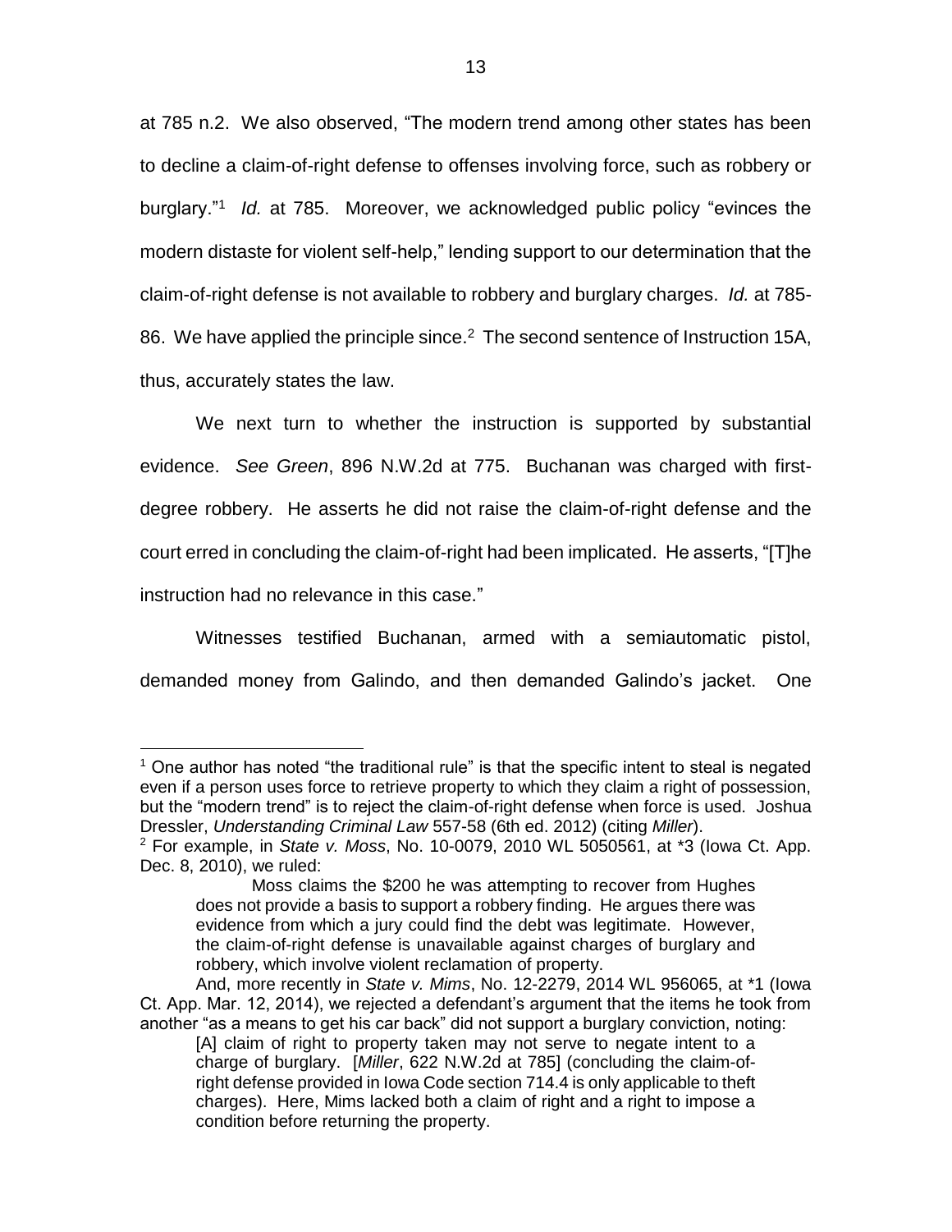at 785 n.2. We also observed, "The modern trend among other states has been to decline a claim-of-right defense to offenses involving force, such as robbery or burglary."[1] *Id.* at 785. Moreover, we acknowledged public policy "evinces the modern distaste for violent self-help," lending support to our determination that the claim-of-right defense is not available to robbery and burglary charges. *Id.* at 785-86. We have applied the principle since.[2] The second sentence of Instruction 15A, thus, accurately states the law.

We next turn to whether the instruction is supported by substantial evidence. *See Green*, 896 N.W.2d at 775. Buchanan was charged with first-degree robbery. He asserts he did not raise the claim-of-right defense and the court erred in concluding the claim-of-right had been implicated. He asserts, "[T]he instruction had no relevance in this case."

Witnesses testified Buchanan, armed with a semiautomatic pistol, demanded money from Galindo, and then demanded Galindo's jacket. One

---

[1] One author has noted "the traditional rule" is that the specific intent to steal is negated even if a person uses force to retrieve property to which they claim a right of possession, but the "modern trend" is to reject the claim-of-right defense when force is used. Joshua Dressler, *Understanding Criminal Law* 557-58 (6th ed. 2012) (citing *Miller*).

[2] For example, in *State v. Moss*, No. 10-0079, 2010 WL 5050561, at *3 (Iowa Ct. App. Dec. 8, 2010), we ruled:

> Moss claims the $200 he was attempting to recover from Hughes does not provide a basis to support a robbery finding. He argues there was evidence from which a jury could find the debt was legitimate. However, the claim-of-right defense is unavailable against charges of burglary and robbery, which involve violent reclamation of property.

And, more recently in *State v. Mims*, No. 12-2279, 2014 WL 956065, at *1 (Iowa Ct. App. Mar. 12, 2014), we rejected a defendant's argument that the items he took from another "as a means to get his car back" did not support a burglary conviction, noting:

> [A] claim of right to property taken may not serve to negate intent to a charge of burglary. [*Miller*, 622 N.W.2d at 785] (concluding the claim-of-right defense provided in Iowa Code section 714.4 is only applicable to theft charges). Here, Mims lacked both a claim of right and a right to impose a condition before returning the property.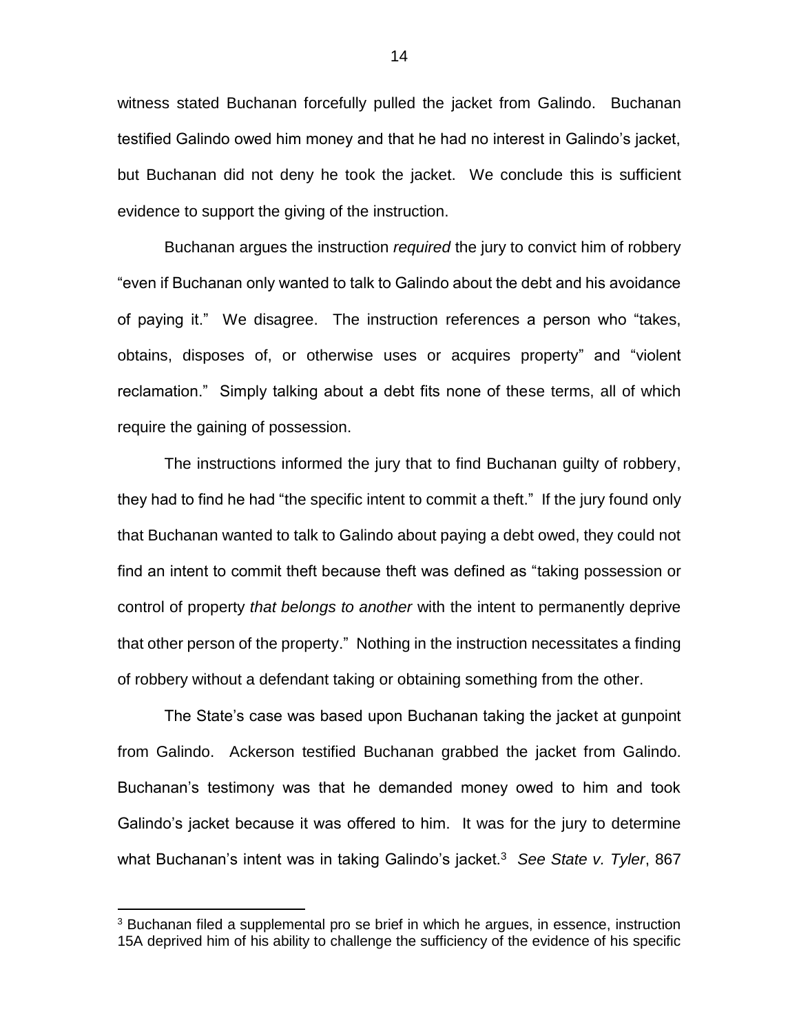witness stated Buchanan forcefully pulled the jacket from Galindo. Buchanan testified Galindo owed him money and that he had no interest in Galindo's jacket, but Buchanan did not deny he took the jacket. We conclude this is sufficient evidence to support the giving of the instruction.

Buchanan argues the instruction *required* the jury to convict him of robbery "even if Buchanan only wanted to talk to Galindo about the debt and his avoidance of paying it." We disagree. The instruction references a person who "takes, obtains, disposes of, or otherwise uses or acquires property" and "violent reclamation." Simply talking about a debt fits none of these terms, all of which require the gaining of possession.

The instructions informed the jury that to find Buchanan guilty of robbery, they had to find he had "the specific intent to commit a theft." If the jury found only that Buchanan wanted to talk to Galindo about paying a debt owed, they could not find an intent to commit theft because theft was defined as "taking possession or control of property *that belongs to another* with the intent to permanently deprive that other person of the property." Nothing in the instruction necessitates a finding of robbery without a defendant taking or obtaining something from the other.

The State's case was based upon Buchanan taking the jacket at gunpoint from Galindo. Ackerson testified Buchanan grabbed the jacket from Galindo. Buchanan's testimony was that he demanded money owed to him and took Galindo's jacket because it was offered to him. It was for the jury to determine what Buchanan's intent was in taking Galindo's jacket.[3] *See State v. Tyler*, 867

[3] Buchanan filed a supplemental pro se brief in which he argues, in essence, instruction 15A deprived him of his ability to challenge the sufficiency of the evidence of his specific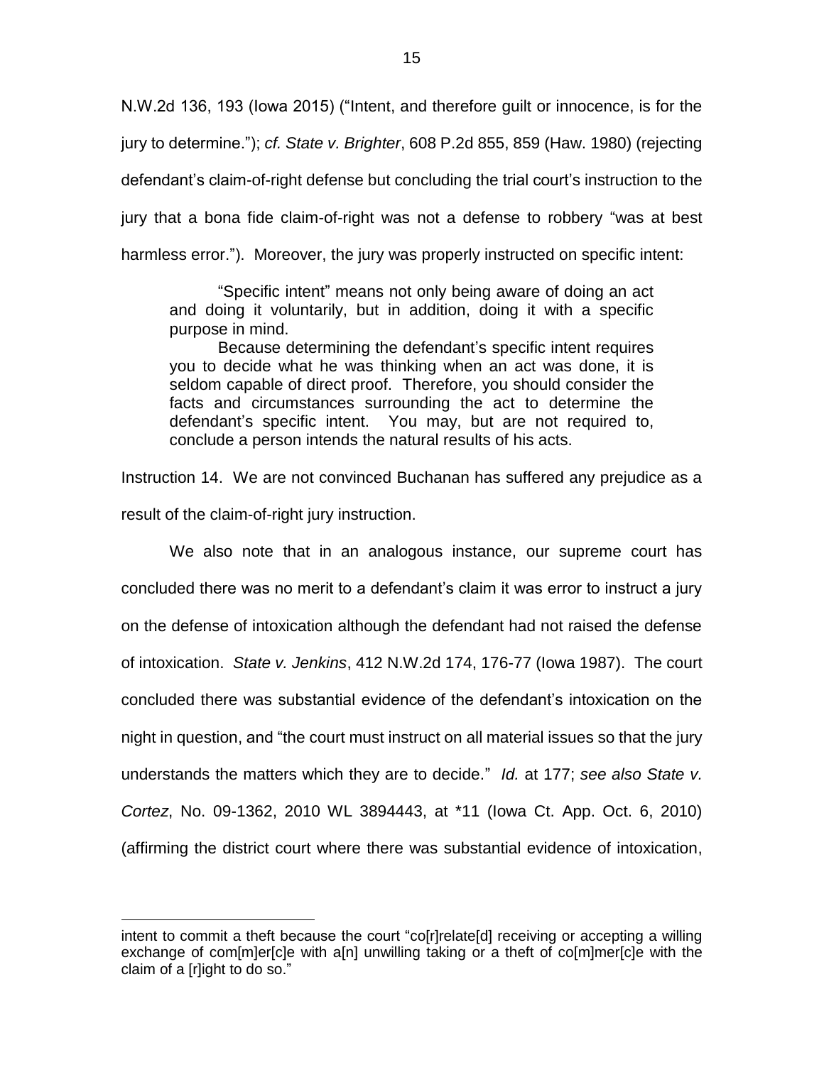N.W.2d 136, 193 (Iowa 2015) ("Intent, and therefore guilt or innocence, is for the jury to determine."); *cf. State v. Brighter*, 608 P.2d 855, 859 (Haw. 1980) (rejecting defendant's claim-of-right defense but concluding the trial court's instruction to the jury that a bona fide claim-of-right was not a defense to robbery "was at best harmless error."). Moreover, the jury was properly instructed on specific intent:

> "Specific intent" means not only being aware of doing an act and doing it voluntarily, but in addition, doing it with a specific purpose in mind.
>
> Because determining the defendant's specific intent requires you to decide what he was thinking when an act was done, it is seldom capable of direct proof. Therefore, you should consider the facts and circumstances surrounding the act to determine the defendant's specific intent. You may, but are not required to, conclude a person intends the natural results of his acts.

Instruction 14. We are not convinced Buchanan has suffered any prejudice as a result of the claim-of-right jury instruction.

We also note that in an analogous instance, our supreme court has concluded there was no merit to a defendant's claim it was error to instruct a jury on the defense of intoxication although the defendant had not raised the defense of intoxication. *State v. Jenkins*, 412 N.W.2d 174, 176-77 (Iowa 1987). The court concluded there was substantial evidence of the defendant's intoxication on the night in question, and "the court must instruct on all material issues so that the jury understands the matters which they are to decide." *Id.* at 177; *see also State v. Cortez*, No. 09-1362, 2010 WL 3894443, at *11 (Iowa Ct. App. Oct. 6, 2010) (affirming the district court where there was substantial evidence of intoxication,

---

intent to commit a theft because the court "co[r]relate[d] receiving or accepting a willing exchange of com[m]er[c]e with a[n] unwilling taking or a theft of co[m]mer[c]e with the claim of a [r]ight to do so."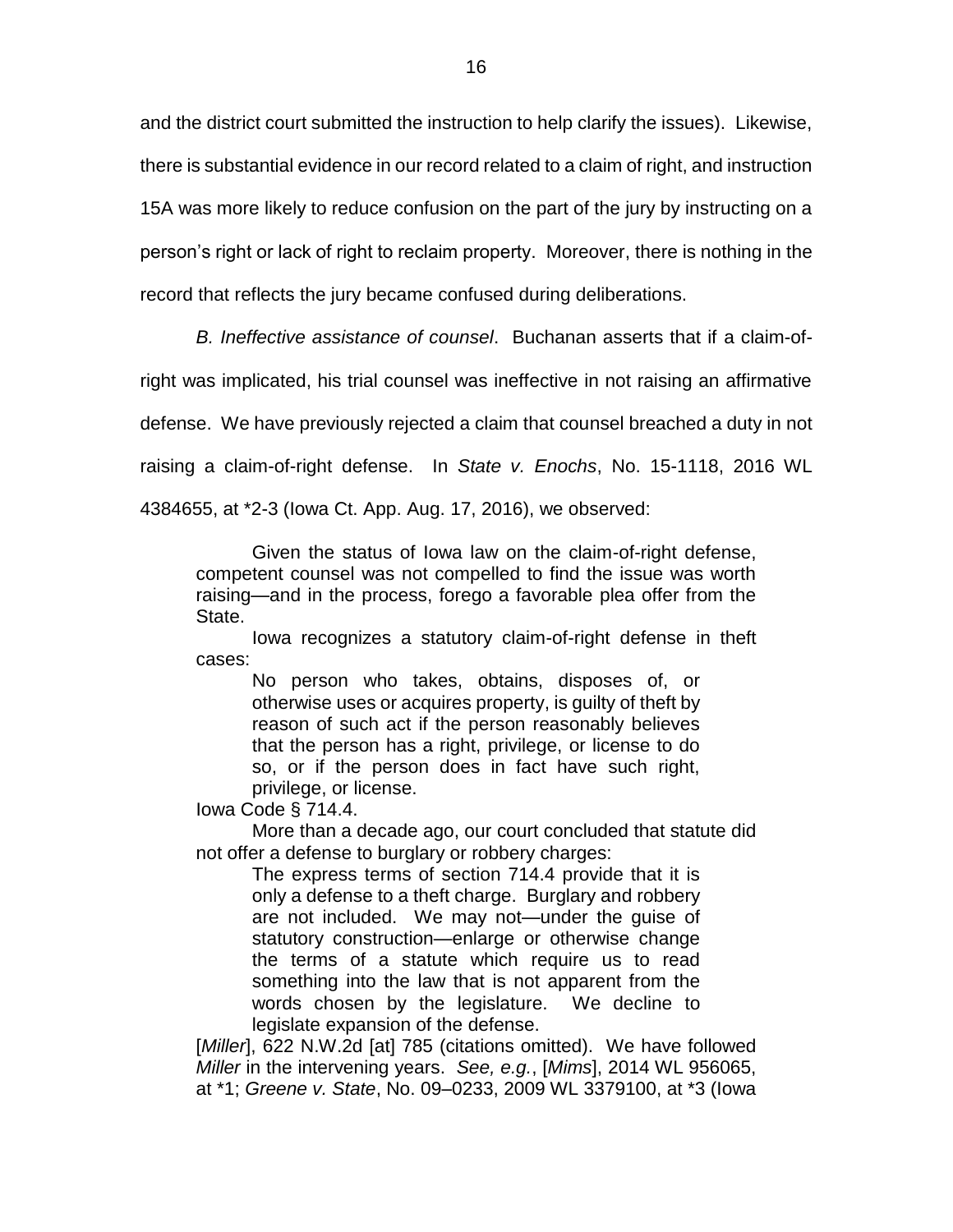and the district court submitted the instruction to help clarify the issues). Likewise, there is substantial evidence in our record related to a claim of right, and instruction 15A was more likely to reduce confusion on the part of the jury by instructing on a person's right or lack of right to reclaim property. Moreover, there is nothing in the record that reflects the jury became confused during deliberations.

*B. Ineffective assistance of counsel*. Buchanan asserts that if a claim-of-right was implicated, his trial counsel was ineffective in not raising an affirmative defense. We have previously rejected a claim that counsel breached a duty in not raising a claim-of-right defense. In *State v. Enochs*, No. 15-1118, 2016 WL 4384655, at *2-3 (Iowa Ct. App. Aug. 17, 2016), we observed:

> Given the status of Iowa law on the claim-of-right defense, competent counsel was not compelled to find the issue was worth raising—and in the process, forego a favorable plea offer from the State.
>
> Iowa recognizes a statutory claim-of-right defense in theft cases:
>
> > No person who takes, obtains, disposes of, or otherwise uses or acquires property, is guilty of theft by reason of such act if the person reasonably believes that the person has a right, privilege, or license to do so, or if the person does in fact have such right, privilege, or license.
>
> Iowa Code § 714.4.
>
> More than a decade ago, our court concluded that statute did not offer a defense to burglary or robbery charges:
>
> > The express terms of section 714.4 provide that it is only a defense to a theft charge. Burglary and robbery are not included. We may not—under the guise of statutory construction—enlarge or otherwise change the terms of a statute which require us to read something into the law that is not apparent from the words chosen by the legislature. We decline to legislate expansion of the defense.
>
> [*Miller*], 622 N.W.2d [at] 785 (citations omitted). We have followed *Miller* in the intervening years. *See, e.g.*, [*Mims*], 2014 WL 956065, at *1; *Greene v. State*, No. 09–0233, 2009 WL 3379100, at *3 (Iowa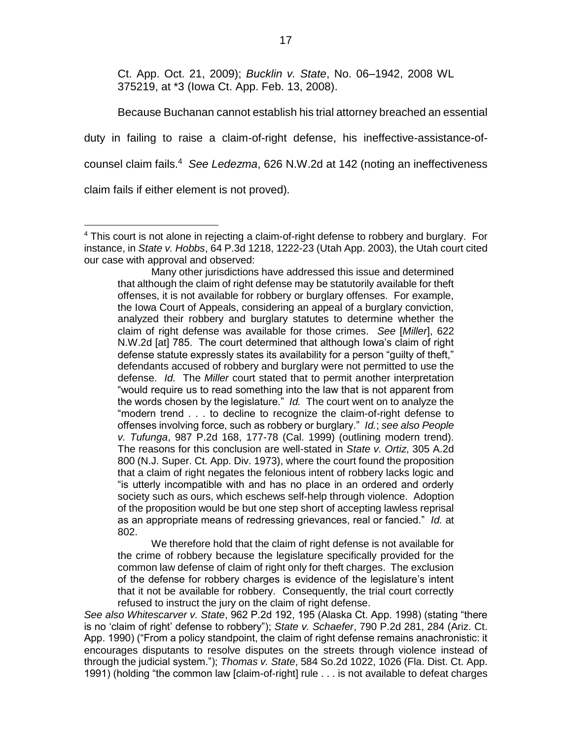Ct. App. Oct. 21, 2009); *Bucklin v. State*, No. 06–1942, 2008 WL 375219, at *3 (Iowa Ct. App. Feb. 13, 2008).

Because Buchanan cannot establish his trial attorney breached an essential duty in failing to raise a claim-of-right defense, his ineffective-assistance-of-counsel claim fails.[4] *See Ledezma*, 626 N.W.2d at 142 (noting an ineffectiveness claim fails if either element is not proved).

---

[4] This court is not alone in rejecting a claim-of-right defense to robbery and burglary. For instance, in *State v. Hobbs*, 64 P.3d 1218, 1222-23 (Utah App. 2003), the Utah court cited our case with approval and observed:

> Many other jurisdictions have addressed this issue and determined that although the claim of right defense may be statutorily available for theft offenses, it is not available for robbery or burglary offenses. For example, the Iowa Court of Appeals, considering an appeal of a burglary conviction, analyzed their robbery and burglary statutes to determine whether the claim of right defense was available for those crimes. *See* [*Miller*], 622 N.W.2d [at] 785. The court determined that although Iowa's claim of right defense statute expressly states its availability for a person "guilty of theft," defendants accused of robbery and burglary were not permitted to use the defense. *Id.* The *Miller* court stated that to permit another interpretation "would require us to read something into the law that is not apparent from the words chosen by the legislature." *Id.* The court went on to analyze the "modern trend . . . to decline to recognize the claim-of-right defense to offenses involving force, such as robbery or burglary." *Id.*; *see also People v. Tufunga*, 987 P.2d 168, 177-78 (Cal. 1999) (outlining modern trend). The reasons for this conclusion are well-stated in *State v. Ortiz*, 305 A.2d 800 (N.J. Super. Ct. App. Div. 1973), where the court found the proposition that a claim of right negates the felonious intent of robbery lacks logic and "is utterly incompatible with and has no place in an ordered and orderly society such as ours, which eschews self-help through violence. Adoption of the proposition would be but one step short of accepting lawless reprisal as an appropriate means of redressing grievances, real or fancied." *Id.* at 802.
>
> We therefore hold that the claim of right defense is not available for the crime of robbery because the legislature specifically provided for the common law defense of claim of right only for theft charges. The exclusion of the defense for robbery charges is evidence of the legislature's intent that it not be available for robbery. Consequently, the trial court correctly refused to instruct the jury on the claim of right defense.

*See also Whitescarver v. State*, 962 P.2d 192, 195 (Alaska Ct. App. 1998) (stating "there is no 'claim of right' defense to robbery"); *State v. Schaefer*, 790 P.2d 281, 284 (Ariz. Ct. App. 1990) ("From a policy standpoint, the claim of right defense remains anachronistic: it encourages disputants to resolve disputes on the streets through violence instead of through the judicial system."); *Thomas v. State*, 584 So.2d 1022, 1026 (Fla. Dist. Ct. App. 1991) (holding "the common law [claim-of-right] rule . . . is not available to defeat charges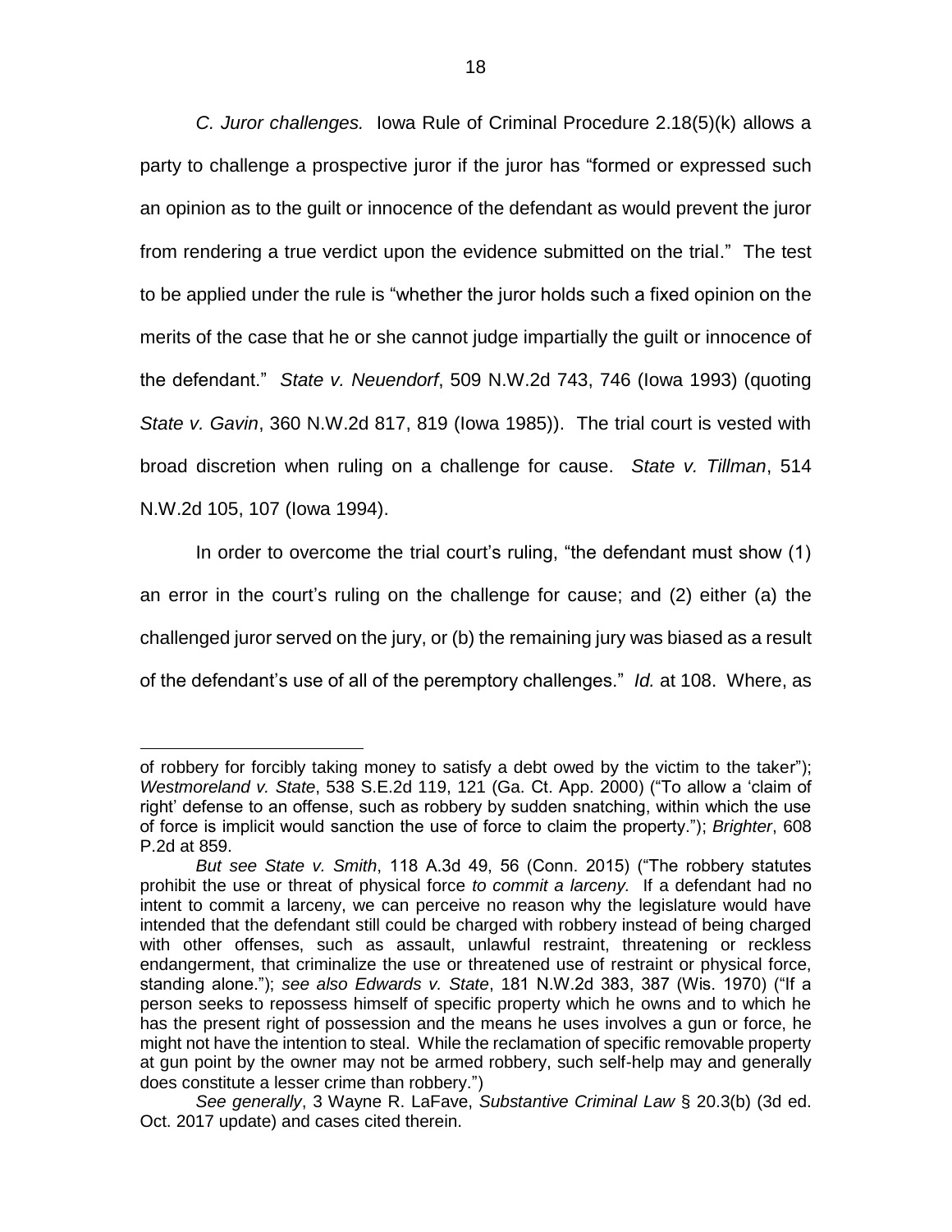*C. Juror challenges.* Iowa Rule of Criminal Procedure 2.18(5)(k) allows a party to challenge a prospective juror if the juror has "formed or expressed such an opinion as to the guilt or innocence of the defendant as would prevent the juror from rendering a true verdict upon the evidence submitted on the trial." The test to be applied under the rule is "whether the juror holds such a fixed opinion on the merits of the case that he or she cannot judge impartially the guilt or innocence of the defendant." *State v. Neuendorf*, 509 N.W.2d 743, 746 (Iowa 1993) (quoting *State v. Gavin*, 360 N.W.2d 817, 819 (Iowa 1985)). The trial court is vested with broad discretion when ruling on a challenge for cause. *State v. Tillman*, 514 N.W.2d 105, 107 (Iowa 1994).

In order to overcome the trial court's ruling, "the defendant must show (1) an error in the court's ruling on the challenge for cause; and (2) either (a) the challenged juror served on the jury, or (b) the remaining jury was biased as a result of the defendant's use of all of the peremptory challenges." *Id.* at 108. Where, as

---

of robbery for forcibly taking money to satisfy a debt owed by the victim to the taker"); *Westmoreland v. State*, 538 S.E.2d 119, 121 (Ga. Ct. App. 2000) ("To allow a 'claim of right' defense to an offense, such as robbery by sudden snatching, within which the use of force is implicit would sanction the use of force to claim the property."); *Brighter*, 608 P.2d at 859.

*But see State v. Smith*, 118 A.3d 49, 56 (Conn. 2015) ("The robbery statutes prohibit the use or threat of physical force *to commit a larceny.* If a defendant had no intent to commit a larceny, we can perceive no reason why the legislature would have intended that the defendant still could be charged with robbery instead of being charged with other offenses, such as assault, unlawful restraint, threatening or reckless endangerment, that criminalize the use or threatened use of restraint or physical force, standing alone."); *see also Edwards v. State*, 181 N.W.2d 383, 387 (Wis. 1970) ("If a person seeks to repossess himself of specific property which he owns and to which he has the present right of possession and the means he uses involves a gun or force, he might not have the intention to steal. While the reclamation of specific removable property at gun point by the owner may not be armed robbery, such self-help may and generally does constitute a lesser crime than robbery.")

*See generally*, 3 Wayne R. LaFave, *Substantive Criminal Law* § 20.3(b) (3d ed. Oct. 2017 update) and cases cited therein.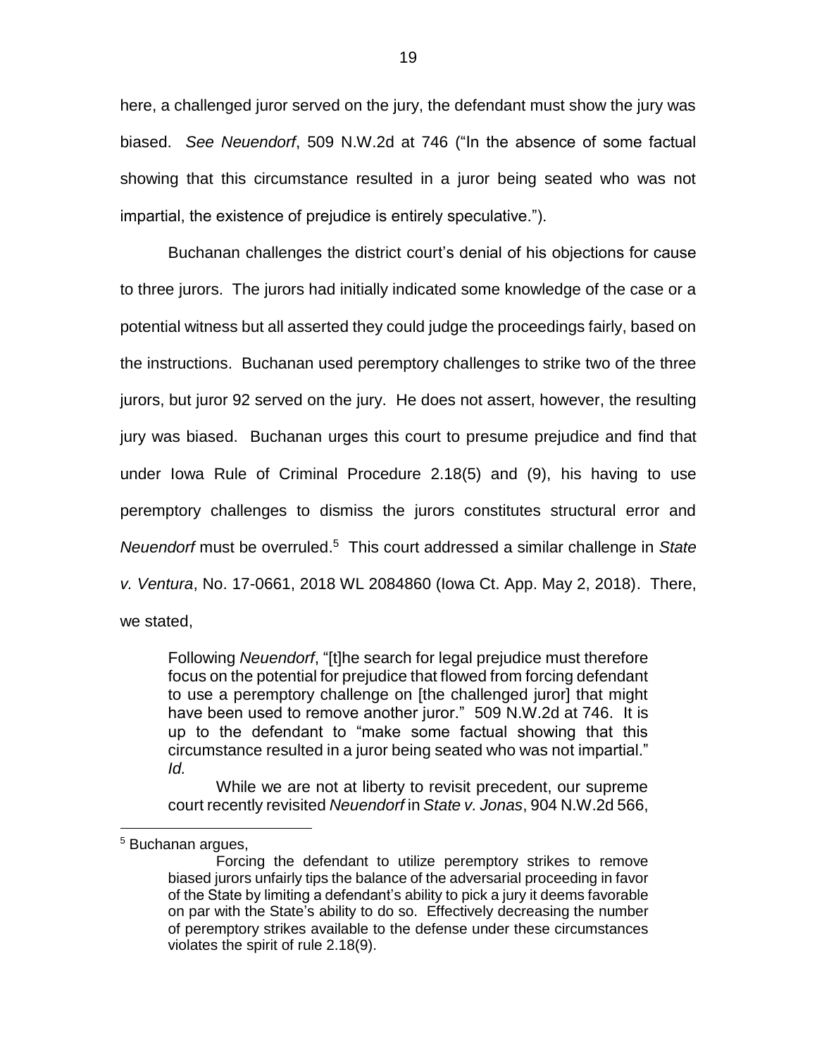here, a challenged juror served on the jury, the defendant must show the jury was biased. *See Neuendorf*, 509 N.W.2d at 746 ("In the absence of some factual showing that this circumstance resulted in a juror being seated who was not impartial, the existence of prejudice is entirely speculative.").

Buchanan challenges the district court's denial of his objections for cause to three jurors. The jurors had initially indicated some knowledge of the case or a potential witness but all asserted they could judge the proceedings fairly, based on the instructions. Buchanan used peremptory challenges to strike two of the three jurors, but juror 92 served on the jury. He does not assert, however, the resulting jury was biased. Buchanan urges this court to presume prejudice and find that under Iowa Rule of Criminal Procedure 2.18(5) and (9), his having to use peremptory challenges to dismiss the jurors constitutes structural error and *Neuendorf* must be overruled.[5] This court addressed a similar challenge in *State v. Ventura*, No. 17-0661, 2018 WL 2084860 (Iowa Ct. App. May 2, 2018). There, we stated,

> Following *Neuendorf*, "[t]he search for legal prejudice must therefore focus on the potential for prejudice that flowed from forcing defendant to use a peremptory challenge on [the challenged juror] that might have been used to remove another juror." 509 N.W.2d at 746. It is up to the defendant to "make some factual showing that this circumstance resulted in a juror being seated who was not impartial." *Id.*
>
> While we are not at liberty to revisit precedent, our supreme court recently revisited *Neuendorf* in *State v. Jonas*, 904 N.W.2d 566,

---

[5] Buchanan argues,

> Forcing the defendant to utilize peremptory strikes to remove biased jurors unfairly tips the balance of the adversarial proceeding in favor of the State by limiting a defendant's ability to pick a jury it deems favorable on par with the State's ability to do so. Effectively decreasing the number of peremptory strikes available to the defense under these circumstances violates the spirit of rule 2.18(9).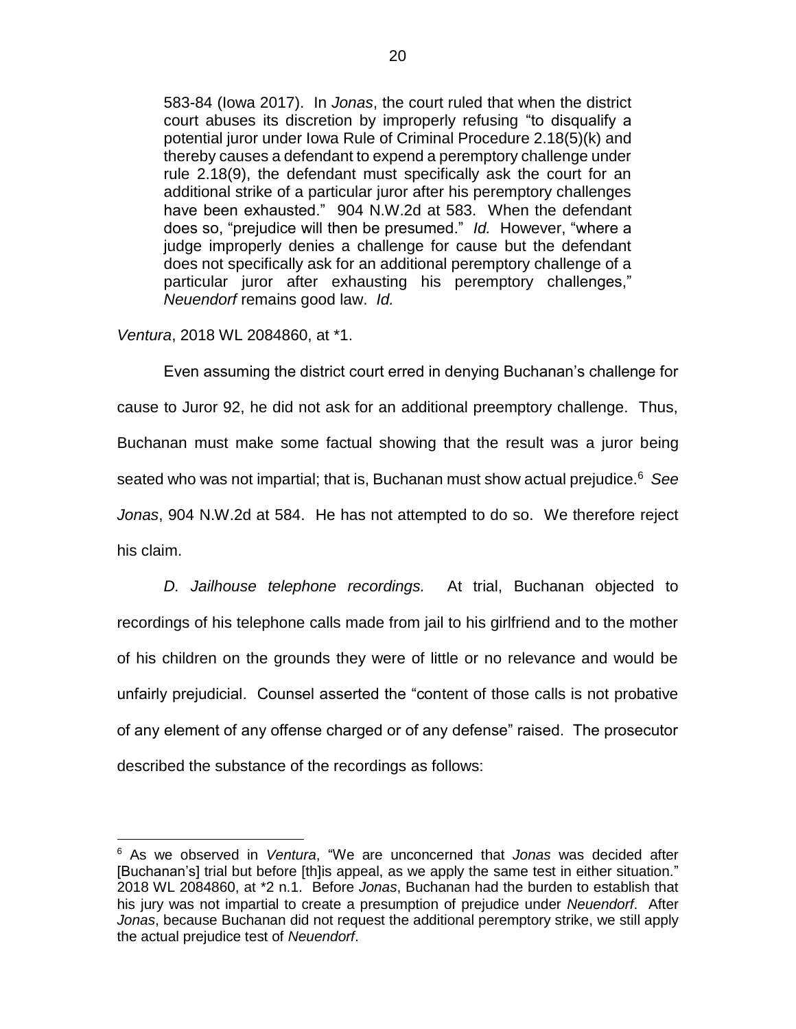> 583-84 (Iowa 2017). In *Jonas*, the court ruled that when the district court abuses its discretion by improperly refusing "to disqualify a potential juror under Iowa Rule of Criminal Procedure 2.18(5)(k) and thereby causes a defendant to expend a peremptory challenge under rule 2.18(9), the defendant must specifically ask the court for an additional strike of a particular juror after his peremptory challenges have been exhausted." 904 N.W.2d at 583. When the defendant does so, "prejudice will then be presumed." *Id.* However, "where a judge improperly denies a challenge for cause but the defendant does not specifically ask for an additional peremptory challenge of a particular juror after exhausting his peremptory challenges," *Neuendorf* remains good law. *Id.*

*Ventura*, 2018 WL 2084860, at *1.

Even assuming the district court erred in denying Buchanan's challenge for cause to Juror 92, he did not ask for an additional preemptory challenge. Thus, Buchanan must make some factual showing that the result was a juror being seated who was not impartial; that is, Buchanan must show actual prejudice.[6] *See Jonas*, 904 N.W.2d at 584. He has not attempted to do so. We therefore reject his claim.

*D. Jailhouse telephone recordings.* At trial, Buchanan objected to recordings of his telephone calls made from jail to his girlfriend and to the mother of his children on the grounds they were of little or no relevance and would be unfairly prejudicial. Counsel asserted the "content of those calls is not probative of any element of any offense charged or of any defense" raised. The prosecutor described the substance of the recordings as follows:

---

[6] As we observed in *Ventura*, "We are unconcerned that *Jonas* was decided after [Buchanan's] trial but before [th]is appeal, as we apply the same test in either situation." 2018 WL 2084860, at *2 n.1. Before *Jonas*, Buchanan had the burden to establish that his jury was not impartial to create a presumption of prejudice under *Neuendorf*. After *Jonas*, because Buchanan did not request the additional peremptory strike, we still apply the actual prejudice test of *Neuendorf*.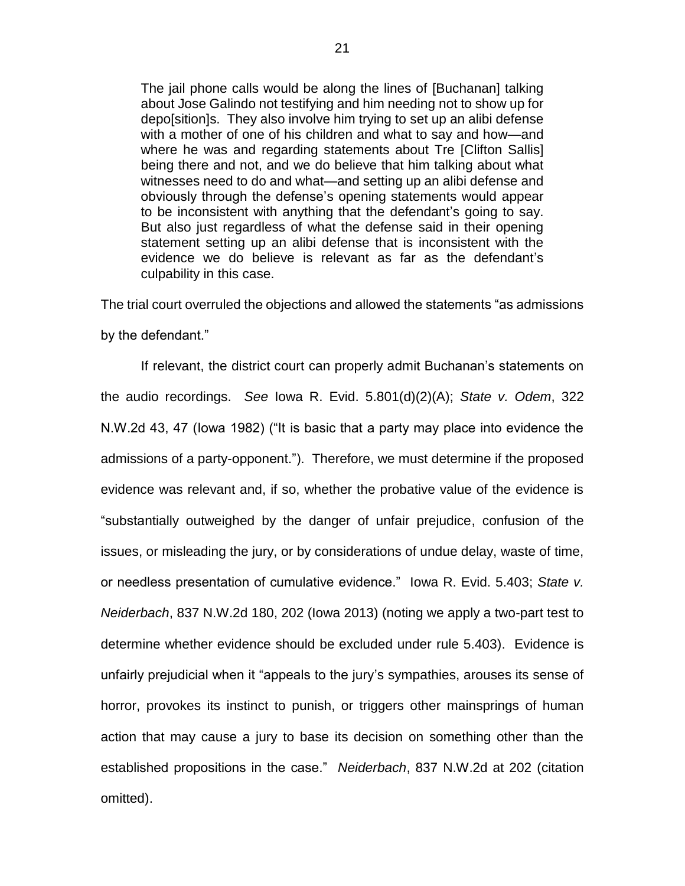> The jail phone calls would be along the lines of [Buchanan] talking about Jose Galindo not testifying and him needing not to show up for depo[sition]s. They also involve him trying to set up an alibi defense with a mother of one of his children and what to say and how—and where he was and regarding statements about Tre [Clifton Sallis] being there and not, and we do believe that him talking about what witnesses need to do and what—and setting up an alibi defense and obviously through the defense's opening statements would appear to be inconsistent with anything that the defendant's going to say. But also just regardless of what the defense said in their opening statement setting up an alibi defense that is inconsistent with the evidence we do believe is relevant as far as the defendant's culpability in this case.

The trial court overruled the objections and allowed the statements "as admissions by the defendant."

If relevant, the district court can properly admit Buchanan's statements on the audio recordings. *See* Iowa R. Evid. 5.801(d)(2)(A); *State v. Odem*, 322 N.W.2d 43, 47 (Iowa 1982) ("It is basic that a party may place into evidence the admissions of a party-opponent."). Therefore, we must determine if the proposed evidence was relevant and, if so, whether the probative value of the evidence is "substantially outweighed by the danger of unfair prejudice, confusion of the issues, or misleading the jury, or by considerations of undue delay, waste of time, or needless presentation of cumulative evidence." Iowa R. Evid. 5.403; *State v. Neiderbach*, 837 N.W.2d 180, 202 (Iowa 2013) (noting we apply a two-part test to determine whether evidence should be excluded under rule 5.403). Evidence is unfairly prejudicial when it "appeals to the jury's sympathies, arouses its sense of horror, provokes its instinct to punish, or triggers other mainsprings of human action that may cause a jury to base its decision on something other than the established propositions in the case." *Neiderbach*, 837 N.W.2d at 202 (citation omitted).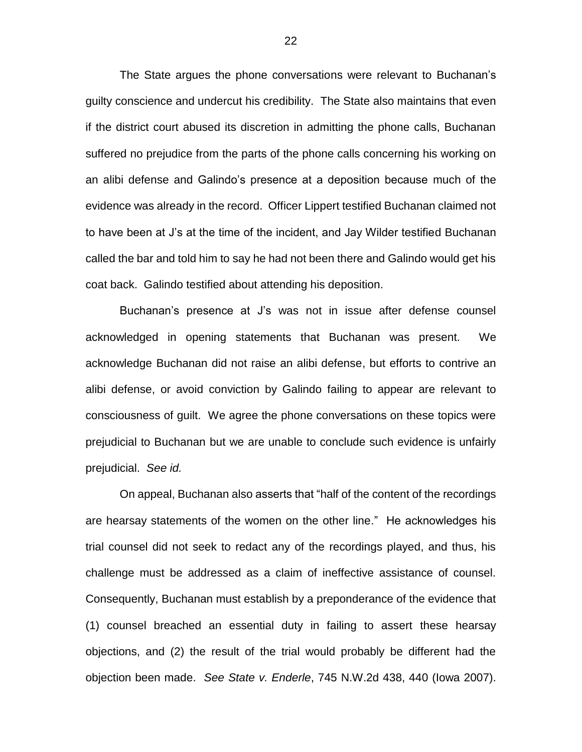The State argues the phone conversations were relevant to Buchanan's guilty conscience and undercut his credibility. The State also maintains that even if the district court abused its discretion in admitting the phone calls, Buchanan suffered no prejudice from the parts of the phone calls concerning his working on an alibi defense and Galindo's presence at a deposition because much of the evidence was already in the record. Officer Lippert testified Buchanan claimed not to have been at J's at the time of the incident, and Jay Wilder testified Buchanan called the bar and told him to say he had not been there and Galindo would get his coat back. Galindo testified about attending his deposition.

Buchanan's presence at J's was not in issue after defense counsel acknowledged in opening statements that Buchanan was present. We acknowledge Buchanan did not raise an alibi defense, but efforts to contrive an alibi defense, or avoid conviction by Galindo failing to appear are relevant to consciousness of guilt. We agree the phone conversations on these topics were prejudicial to Buchanan but we are unable to conclude such evidence is unfairly prejudicial. *See id.*

On appeal, Buchanan also asserts that "half of the content of the recordings are hearsay statements of the women on the other line." He acknowledges his trial counsel did not seek to redact any of the recordings played, and thus, his challenge must be addressed as a claim of ineffective assistance of counsel. Consequently, Buchanan must establish by a preponderance of the evidence that (1) counsel breached an essential duty in failing to assert these hearsay objections, and (2) the result of the trial would probably be different had the objection been made. *See State v. Enderle*, 745 N.W.2d 438, 440 (Iowa 2007).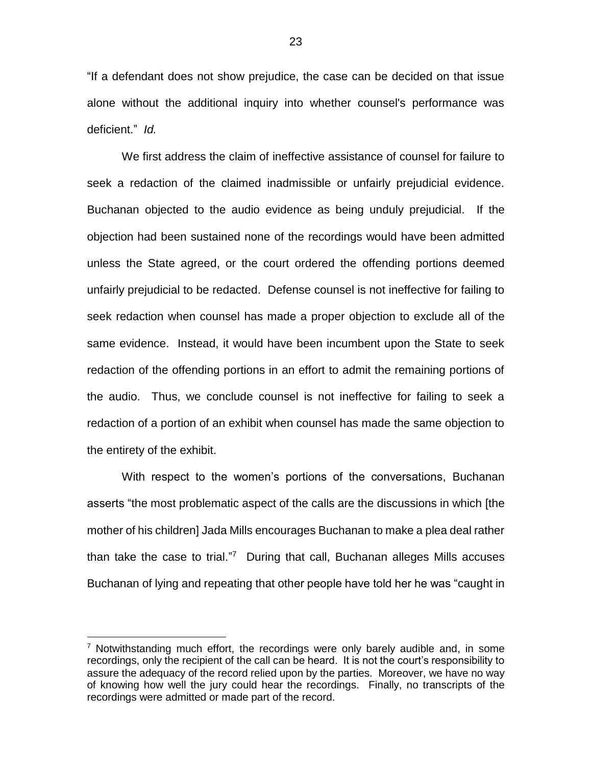"If a defendant does not show prejudice, the case can be decided on that issue alone without the additional inquiry into whether counsel's performance was deficient." *Id.*

We first address the claim of ineffective assistance of counsel for failure to seek a redaction of the claimed inadmissible or unfairly prejudicial evidence. Buchanan objected to the audio evidence as being unduly prejudicial. If the objection had been sustained none of the recordings would have been admitted unless the State agreed, or the court ordered the offending portions deemed unfairly prejudicial to be redacted. Defense counsel is not ineffective for failing to seek redaction when counsel has made a proper objection to exclude all of the same evidence. Instead, it would have been incumbent upon the State to seek redaction of the offending portions in an effort to admit the remaining portions of the audio. Thus, we conclude counsel is not ineffective for failing to seek a redaction of a portion of an exhibit when counsel has made the same objection to the entirety of the exhibit.

With respect to the women's portions of the conversations, Buchanan asserts "the most problematic aspect of the calls are the discussions in which [the mother of his children] Jada Mills encourages Buchanan to make a plea deal rather than take the case to trial."[7] During that call, Buchanan alleges Mills accuses Buchanan of lying and repeating that other people have told her he was "caught in

[7] Notwithstanding much effort, the recordings were only barely audible and, in some recordings, only the recipient of the call can be heard. It is not the court's responsibility to assure the adequacy of the record relied upon by the parties. Moreover, we have no way of knowing how well the jury could hear the recordings. Finally, no transcripts of the recordings were admitted or made part of the record.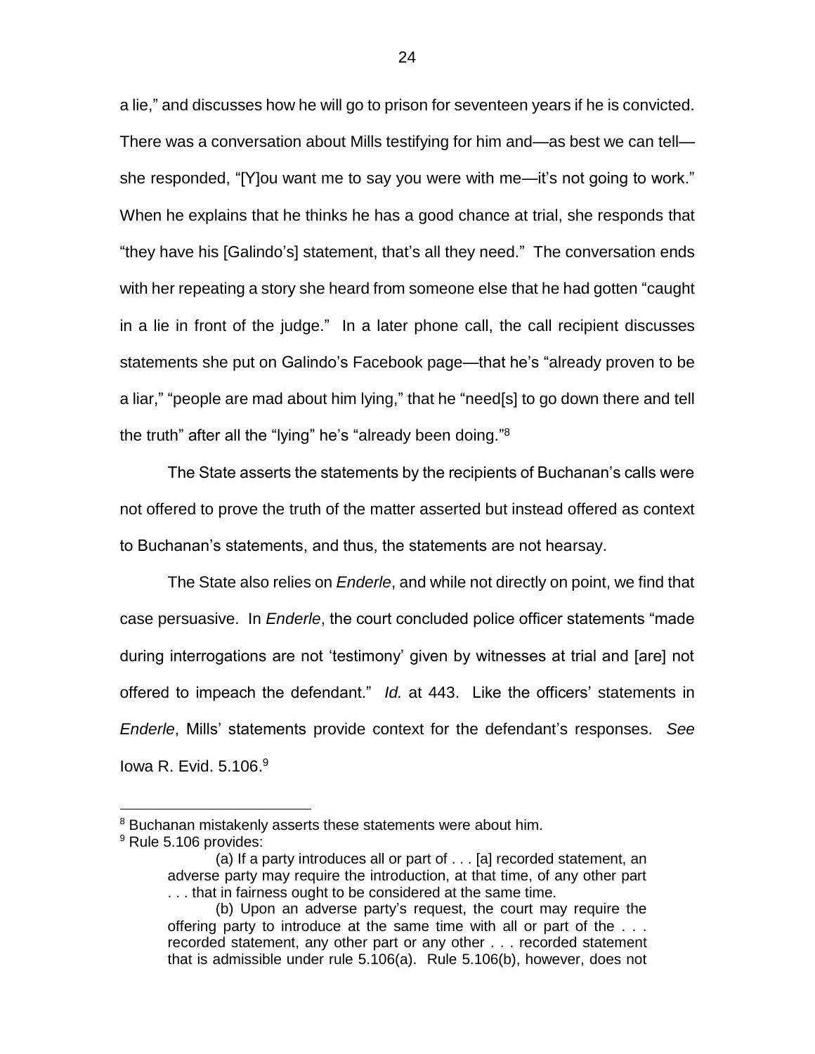a lie," and discusses how he will go to prison for seventeen years if he is convicted. There was a conversation about Mills testifying for him and—as best we can tell—she responded, "[Y]ou want me to say you were with me—it's not going to work." When he explains that he thinks he has a good chance at trial, she responds that "they have his [Galindo's] statement, that's all they need." The conversation ends with her repeating a story she heard from someone else that he had gotten "caught in a lie in front of the judge." In a later phone call, the call recipient discusses statements she put on Galindo's Facebook page—that he's "already proven to be a liar," "people are mad about him lying," that he "need[s] to go down there and tell the truth" after all the "lying" he's "already been doing."[8]

The State asserts the statements by the recipients of Buchanan's calls were not offered to prove the truth of the matter asserted but instead offered as context to Buchanan's statements, and thus, the statements are not hearsay.

The State also relies on *Enderle*, and while not directly on point, we find that case persuasive. In *Enderle*, the court concluded police officer statements "made during interrogations are not 'testimony' given by witnesses at trial and [are] not offered to impeach the defendant." *Id.* at 443. Like the officers' statements in *Enderle*, Mills' statements provide context for the defendant's responses. *See* Iowa R. Evid. 5.106.[9]

---

[8] Buchanan mistakenly asserts these statements were about him.

[9] Rule 5.106 provides:

> (a) If a party introduces all or part of . . . [a] recorded statement, an adverse party may require the introduction, at that time, of any other part . . . that in fairness ought to be considered at the same time.
>
> (b) Upon an adverse party's request, the court may require the offering party to introduce at the same time with all or part of the . . . recorded statement, any other part or any other . . . recorded statement that is admissible under rule 5.106(a). Rule 5.106(b), however, does not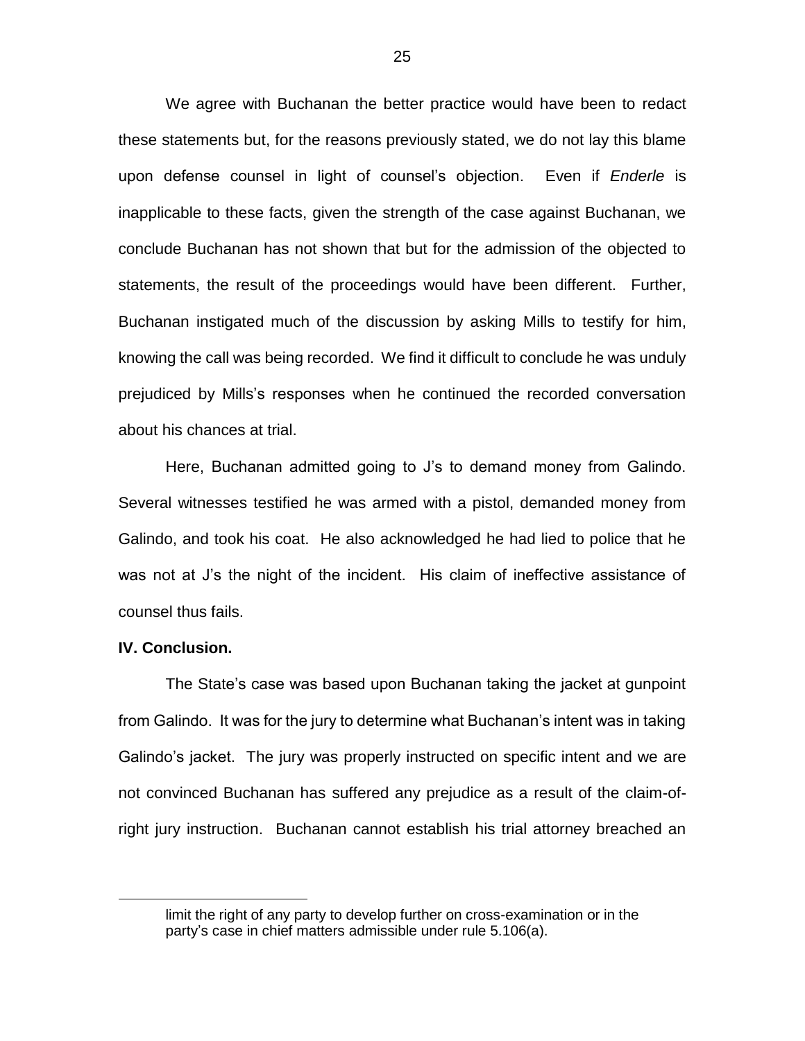We agree with Buchanan the better practice would have been to redact these statements but, for the reasons previously stated, we do not lay this blame upon defense counsel in light of counsel's objection. Even if *Enderle* is inapplicable to these facts, given the strength of the case against Buchanan, we conclude Buchanan has not shown that but for the admission of the objected to statements, the result of the proceedings would have been different. Further, Buchanan instigated much of the discussion by asking Mills to testify for him, knowing the call was being recorded. We find it difficult to conclude he was unduly prejudiced by Mills's responses when he continued the recorded conversation about his chances at trial.

Here, Buchanan admitted going to J's to demand money from Galindo. Several witnesses testified he was armed with a pistol, demanded money from Galindo, and took his coat. He also acknowledged he had lied to police that he was not at J's the night of the incident. His claim of ineffective assistance of counsel thus fails.

**IV. Conclusion.**

The State's case was based upon Buchanan taking the jacket at gunpoint from Galindo. It was for the jury to determine what Buchanan's intent was in taking Galindo's jacket. The jury was properly instructed on specific intent and we are not convinced Buchanan has suffered any prejudice as a result of the claim-of-right jury instruction. Buchanan cannot establish his trial attorney breached an

---

limit the right of any party to develop further on cross-examination or in the party's case in chief matters admissible under rule 5.106(a).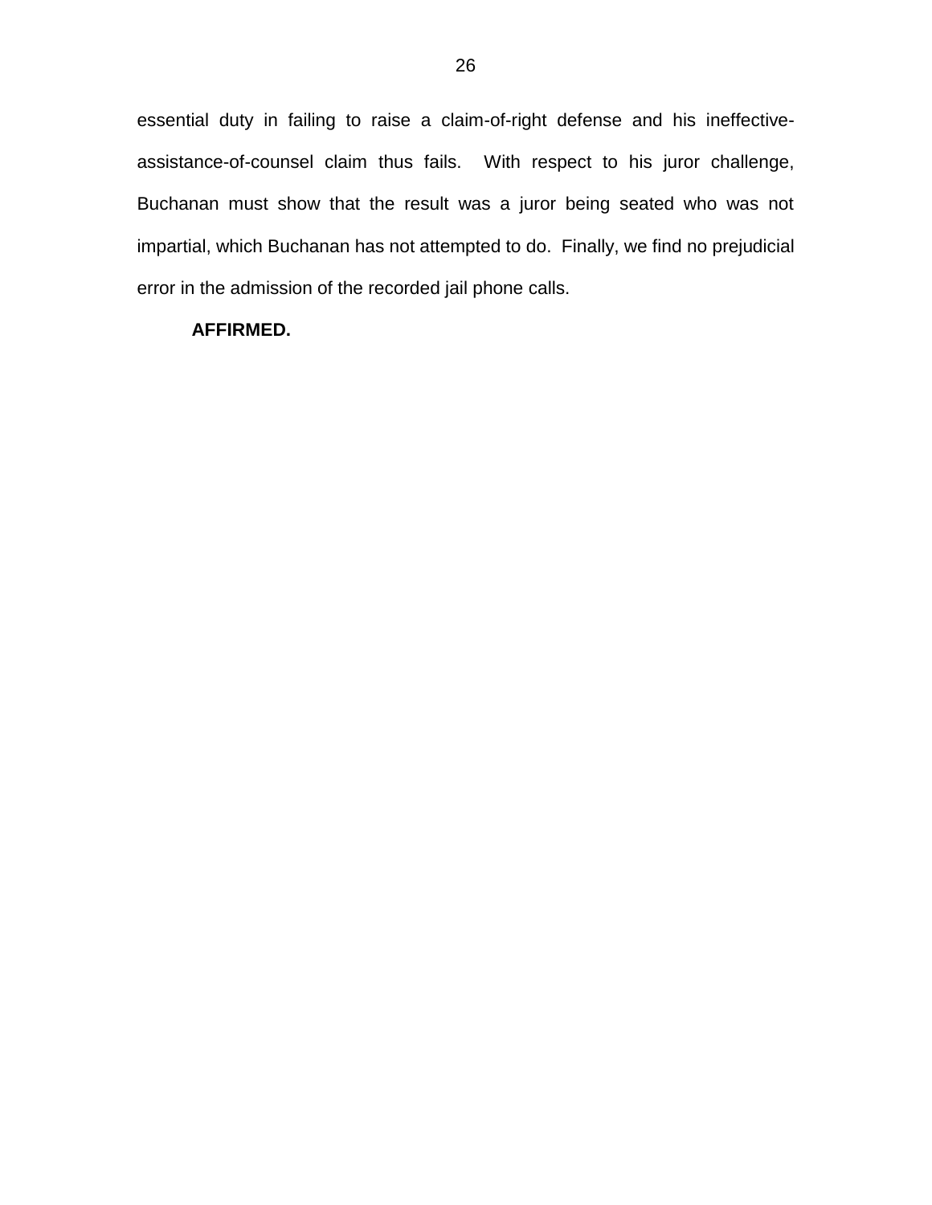essential duty in failing to raise a claim-of-right defense and his ineffective-assistance-of-counsel claim thus fails. With respect to his juror challenge, Buchanan must show that the result was a juror being seated who was not impartial, which Buchanan has not attempted to do. Finally, we find no prejudicial error in the admission of the recorded jail phone calls.

**AFFIRMED.**